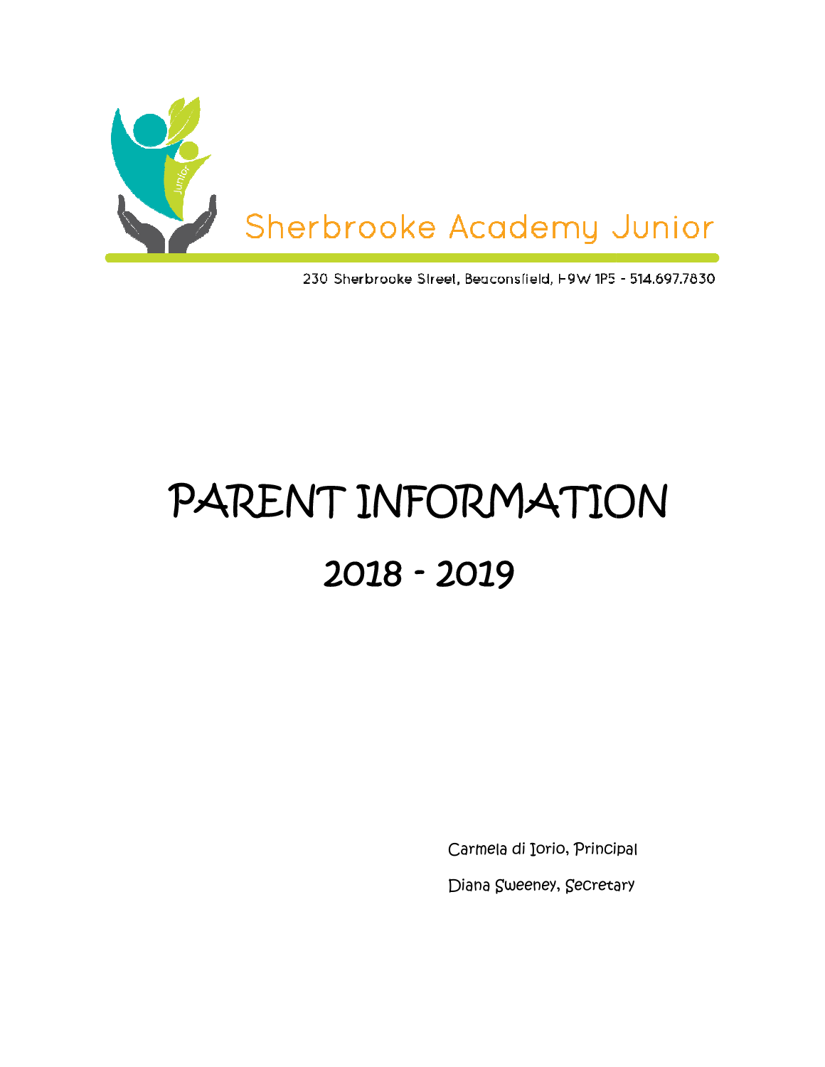Sherbrooke Academy Junior

230 Sherbrooke Street, Beaconsfield, H9W 1P5 - 514.697.7830

# PARENT INFORMATION

## 2018 - 2019

Carmela di Iorio, Principal

Diana Sweeney, Secretary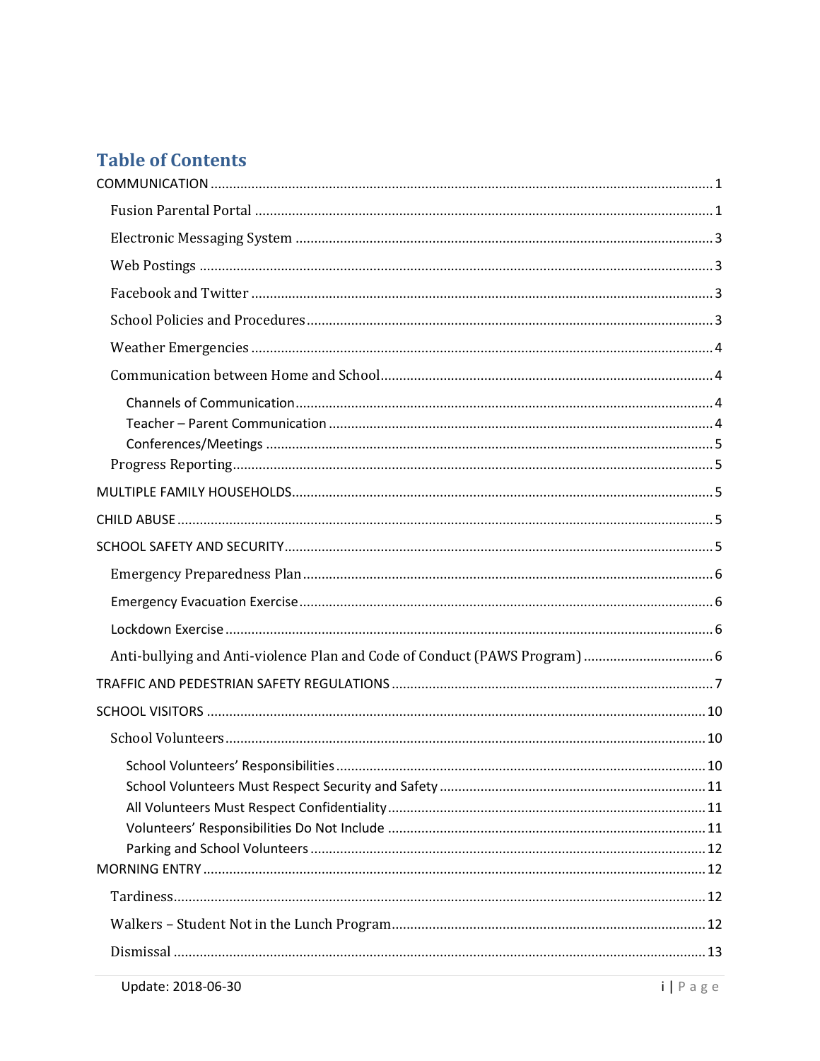# Table of Contents

COMMUNICATION ........................................................................................................ 1

- Fusion Parental Portal ........................................................................................ 1
- Electronic Messaging System ............................................................................... 3
- Web Postings ...................................................................................................... 3
- Facebook and Twitter .......................................................................................... 3
- School Policies and Procedures ............................................................................ 3
- Weather Emergencies ......................................................................................... 4
- Communication between Home and School ............................................................ 4
  - Channels of Communication ............................................................................ 4
  - Teacher – Parent Communication ..................................................................... 4
  - Conferences/Meetings ..................................................................................... 5
- Progress Reporting ............................................................................................. 5

MULTIPLE FAMILY HOUSEHOLDS ................................................................................. 5

CHILD ABUSE ............................................................................................................ 5

SCHOOL SAFETY AND SECURITY .................................................................................. 5

- Emergency Preparedness Plan .............................................................................. 6
- Emergency Evacuation Exercise ............................................................................ 6
- Lockdown Exercise .............................................................................................. 6
- Anti-bullying and Anti-violence Plan and Code of Conduct (PAWS Program) ............... 6

TRAFFIC AND PEDESTRIAN SAFETY REGULATIONS ...................................................... 7

SCHOOL VISITORS ..................................................................................................... 10

- School Volunteers ............................................................................................... 10
  - School Volunteers' Responsibilities .................................................................. 10
  - School Volunteers Must Respect Security and Safety ......................................... 11
  - All Volunteers Must Respect Confidentiality ...................................................... 11
  - Volunteers' Responsibilities Do Not Include ...................................................... 11
  - Parking and School Volunteers ........................................................................ 12

MORNING ENTRY ....................................................................................................... 12

- Tardiness ........................................................................................................... 12
- Walkers – Student Not in the Lunch Program ........................................................ 12
- Dismissal ........................................................................................................... 13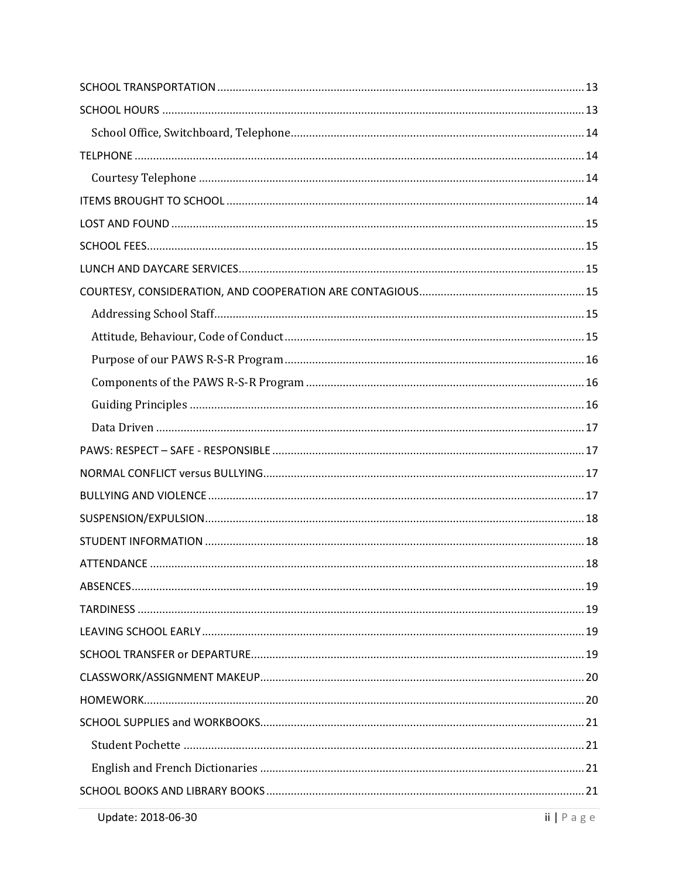SCHOOL TRANSPORTATION ........................................................................................................................ 13

SCHOOL HOURS ........................................................................................................................ 13

School Office, Switchboard, Telephone.............................................................................................. 14

TELPHONE ........................................................................................................................ 14

Courtesy Telephone ........................................................................................................................ 14

ITEMS BROUGHT TO SCHOOL ........................................................................................................................ 14

LOST AND FOUND ........................................................................................................................ 15

SCHOOL FEES........................................................................................................................ 15

LUNCH AND DAYCARE SERVICES........................................................................................................................ 15

COURTESY, CONSIDERATION, AND COOPERATION ARE CONTAGIOUS....................................................... 15

Addressing School Staff........................................................................................................................ 15

Attitude, Behaviour, Code of Conduct........................................................................................................................ 15

Purpose of our PAWS R-S-R Program........................................................................................................................ 16

Components of the PAWS R-S-R Program ........................................................................................................................ 16

Guiding Principles ........................................................................................................................ 16

Data Driven ........................................................................................................................ 17

PAWS: RESPECT – SAFE - RESPONSIBLE ........................................................................................................................ 17

NORMAL CONFLICT versus BULLYING........................................................................................................................ 17

BULLYING AND VIOLENCE ........................................................................................................................ 17

SUSPENSION/EXPULSION........................................................................................................................ 18

STUDENT INFORMATION ........................................................................................................................ 18

ATTENDANCE ........................................................................................................................ 18

ABSENCES........................................................................................................................ 19

TARDINESS ........................................................................................................................ 19

LEAVING SCHOOL EARLY........................................................................................................................ 19

SCHOOL TRANSFER or DEPARTURE........................................................................................................................ 19

CLASSWORK/ASSIGNMENT MAKEUP........................................................................................................................ 20

HOMEWORK........................................................................................................................ 20

SCHOOL SUPPLIES and WORKBOOKS........................................................................................................................ 21

Student Pochette ........................................................................................................................ 21

English and French Dictionaries ........................................................................................................................ 21

SCHOOL BOOKS AND LIBRARY BOOKS ........................................................................................................................ 21

Update: 2018-06-30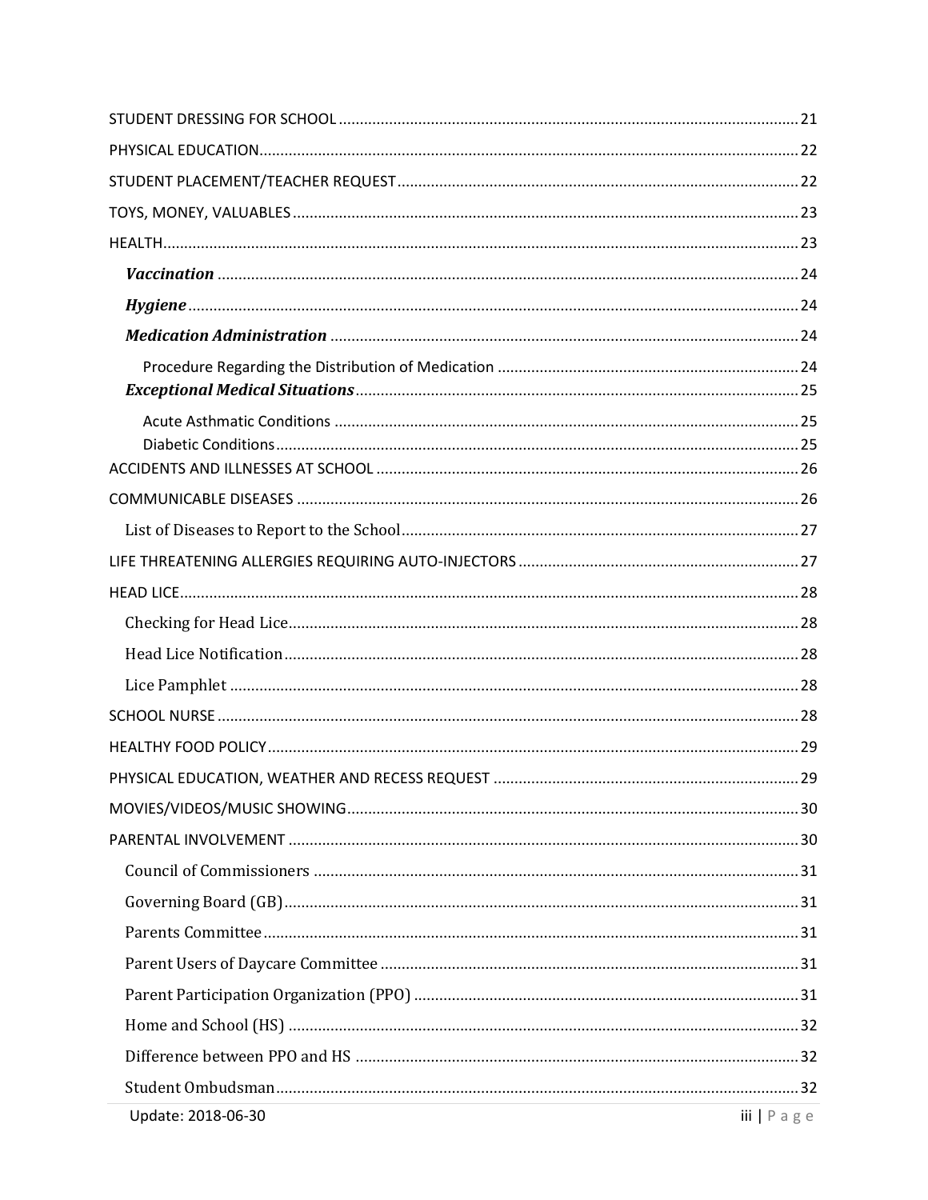STUDENT DRESSING FOR SCHOOL ............................................................ 21

PHYSICAL EDUCATION ............................................................ 22

STUDENT PLACEMENT/TEACHER REQUEST ............................................................ 22

TOYS, MONEY, VALUABLES ............................................................ 23

HEALTH ............................................................ 23

- ***Vaccination*** ............................................................ 24
- ***Hygiene*** ............................................................ 24
- ***Medication Administration*** ............................................................ 24
  - Procedure Regarding the Distribution of Medication ............................................................ 24
- ***Exceptional Medical Situations*** ............................................................ 25
  - Acute Asthmatic Conditions ............................................................ 25
  - Diabetic Conditions ............................................................ 25

ACCIDENTS AND ILLNESSES AT SCHOOL ............................................................ 26

COMMUNICABLE DISEASES ............................................................ 26

- List of Diseases to Report to the School ............................................................ 27

LIFE THREATENING ALLERGIES REQUIRING AUTO-INJECTORS ............................................................ 27

HEAD LICE ............................................................ 28

- Checking for Head Lice ............................................................ 28
- Head Lice Notification ............................................................ 28
- Lice Pamphlet ............................................................ 28

SCHOOL NURSE ............................................................ 28

HEALTHY FOOD POLICY ............................................................ 29

PHYSICAL EDUCATION, WEATHER AND RECESS REQUEST ............................................................ 29

MOVIES/VIDEOS/MUSIC SHOWING ............................................................ 30

PARENTAL INVOLVEMENT ............................................................ 30

- Council of Commissioners ............................................................ 31
- Governing Board (GB) ............................................................ 31
- Parents Committee ............................................................ 31
- Parent Users of Daycare Committee ............................................................ 31
- Parent Participation Organization (PPO) ............................................................ 31
- Home and School (HS) ............................................................ 32
- Difference between PPO and HS ............................................................ 32
- Student Ombudsman ............................................................ 32

Update: 2018-06-30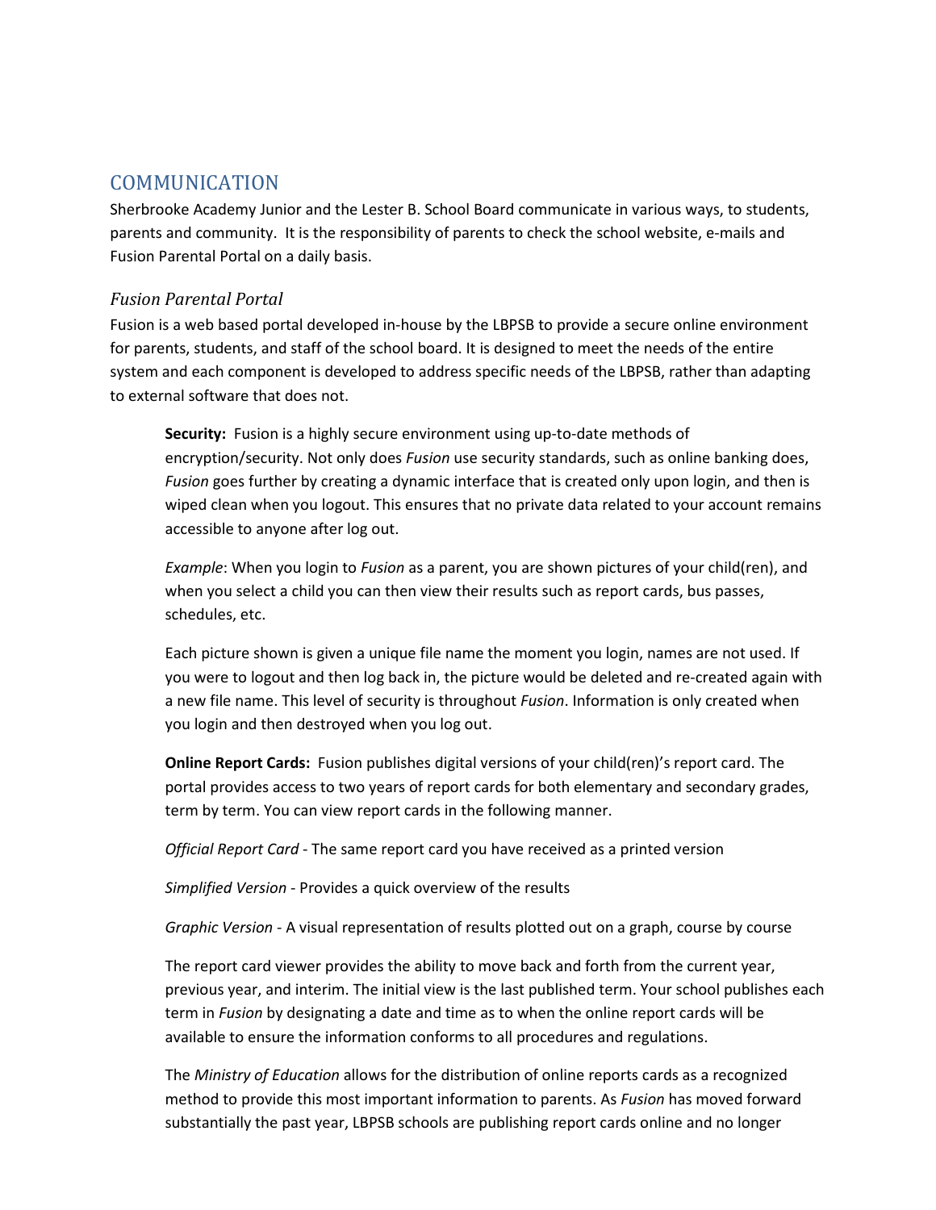## COMMUNICATION

Sherbrooke Academy Junior and the Lester B. School Board communicate in various ways, to students, parents and community. It is the responsibility of parents to check the school website, e-mails and Fusion Parental Portal on a daily basis.

### *Fusion Parental Portal*

Fusion is a web based portal developed in-house by the LBPSB to provide a secure online environment for parents, students, and staff of the school board. It is designed to meet the needs of the entire system and each component is developed to address specific needs of the LBPSB, rather than adapting to external software that does not.

> **Security:** Fusion is a highly secure environment using up-to-date methods of encryption/security. Not only does *Fusion* use security standards, such as online banking does, *Fusion* goes further by creating a dynamic interface that is created only upon login, and then is wiped clean when you logout. This ensures that no private data related to your account remains accessible to anyone after log out.
>
> *Example*: When you login to *Fusion* as a parent, you are shown pictures of your child(ren), and when you select a child you can then view their results such as report cards, bus passes, schedules, etc.
>
> Each picture shown is given a unique file name the moment you login, names are not used. If you were to logout and then log back in, the picture would be deleted and re-created again with a new file name. This level of security is throughout *Fusion*. Information is only created when you login and then destroyed when you log out.
>
> **Online Report Cards:** Fusion publishes digital versions of your child(ren)'s report card. The portal provides access to two years of report cards for both elementary and secondary grades, term by term. You can view report cards in the following manner.
>
> *Official Report Card* - The same report card you have received as a printed version
>
> *Simplified Version* - Provides a quick overview of the results
>
> *Graphic Version* - A visual representation of results plotted out on a graph, course by course
>
> The report card viewer provides the ability to move back and forth from the current year, previous year, and interim. The initial view is the last published term. Your school publishes each term in *Fusion* by designating a date and time as to when the online report cards will be available to ensure the information conforms to all procedures and regulations.
>
> The *Ministry of Education* allows for the distribution of online reports cards as a recognized method to provide this most important information to parents. As *Fusion* has moved forward substantially the past year, LBPSB schools are publishing report cards online and no longer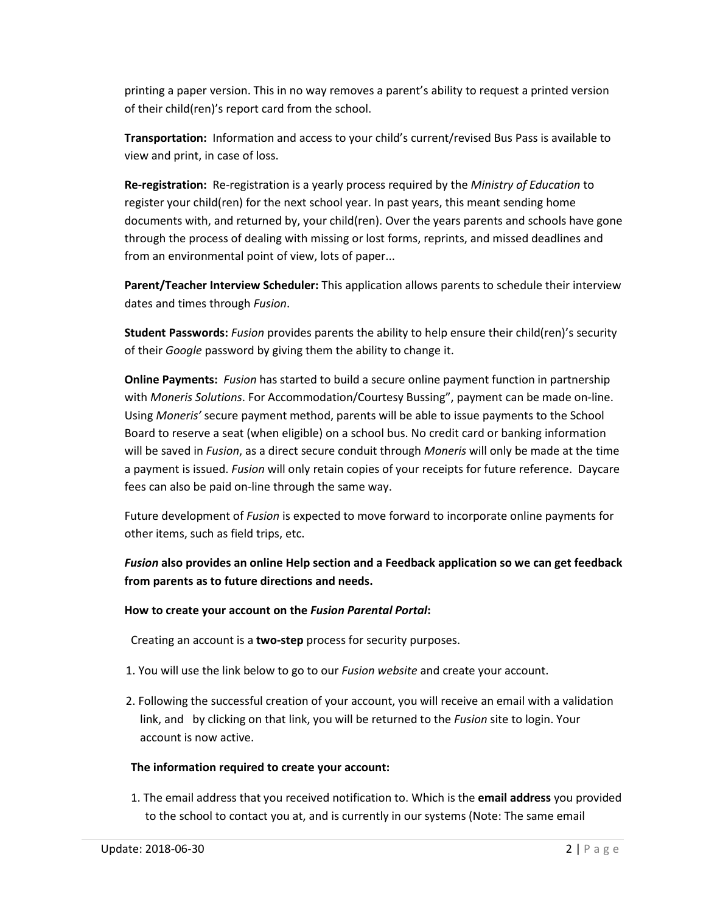printing a paper version. This in no way removes a parent's ability to request a printed version of their child(ren)'s report card from the school.

**Transportation:** Information and access to your child's current/revised Bus Pass is available to view and print, in case of loss.

**Re-registration:** Re-registration is a yearly process required by the *Ministry of Education* to register your child(ren) for the next school year. In past years, this meant sending home documents with, and returned by, your child(ren). Over the years parents and schools have gone through the process of dealing with missing or lost forms, reprints, and missed deadlines and from an environmental point of view, lots of paper...

**Parent/Teacher Interview Scheduler:** This application allows parents to schedule their interview dates and times through *Fusion*.

**Student Passwords:** *Fusion* provides parents the ability to help ensure their child(ren)'s security of their *Google* password by giving them the ability to change it.

**Online Payments:** *Fusion* has started to build a secure online payment function in partnership with *Moneris Solutions*. For Accommodation/Courtesy Bussing", payment can be made on-line. Using *Moneris'* secure payment method, parents will be able to issue payments to the School Board to reserve a seat (when eligible) on a school bus. No credit card or banking information will be saved in *Fusion*, as a direct secure conduit through *Moneris* will only be made at the time a payment is issued. *Fusion* will only retain copies of your receipts for future reference. Daycare fees can also be paid on-line through the same way.

Future development of *Fusion* is expected to move forward to incorporate online payments for other items, such as field trips, etc.

***Fusion* also provides an online Help section and a Feedback application so we can get feedback from parents as to future directions and needs.**

**How to create your account on the *Fusion Parental Portal*:**

Creating an account is a **two-step** process for security purposes.

1. You will use the link below to go to our *Fusion website* and create your account.
2. Following the successful creation of your account, you will receive an email with a validation link, and by clicking on that link, you will be returned to the *Fusion* site to login. Your account is now active.

**The information required to create your account:**

1. The email address that you received notification to. Which is the **email address** you provided to the school to contact you at, and is currently in our systems (Note: The same email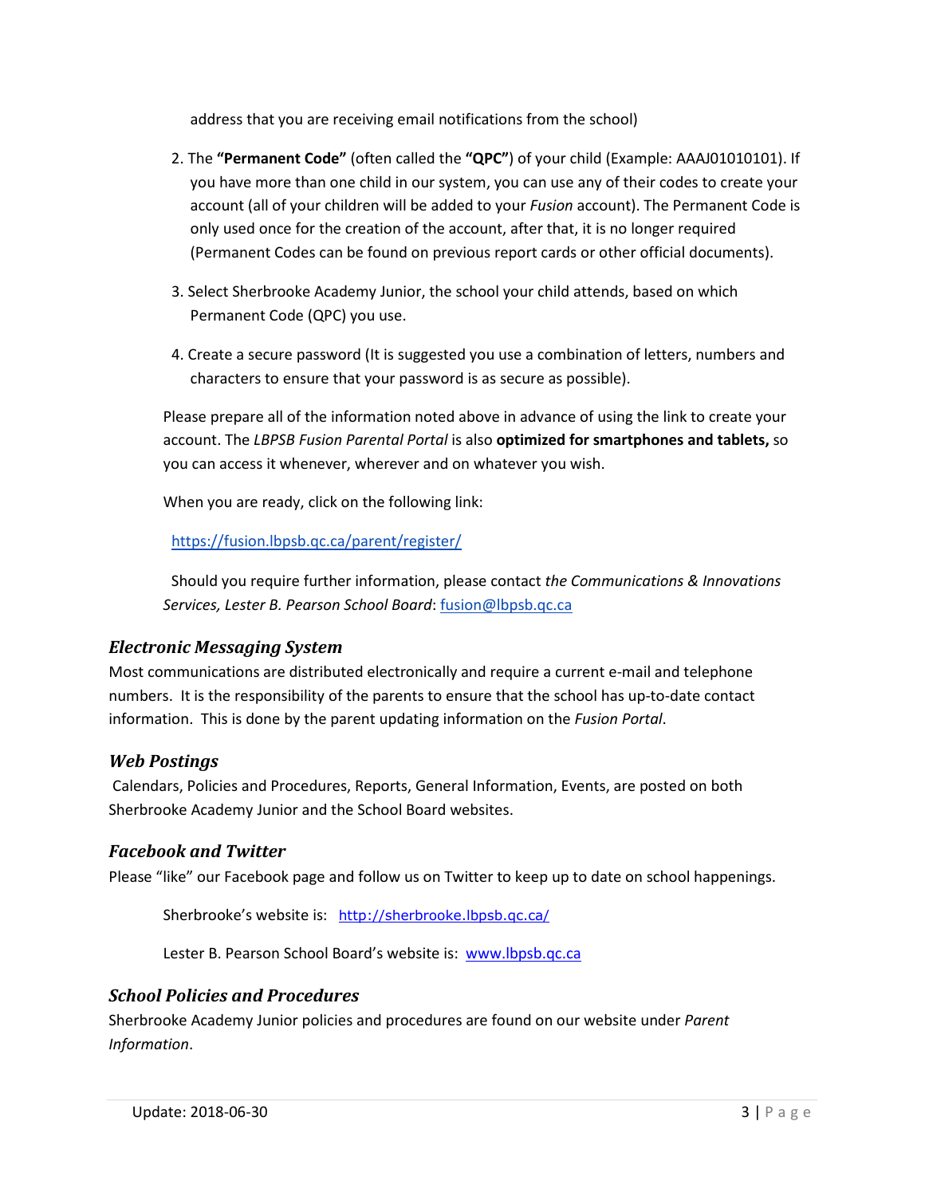address that you are receiving email notifications from the school)

2. The **"Permanent Code"** (often called the **"QPC"**) of your child (Example: AAAJ01010101). If you have more than one child in our system, you can use any of their codes to create your account (all of your children will be added to your *Fusion* account). The Permanent Code is only used once for the creation of the account, after that, it is no longer required (Permanent Codes can be found on previous report cards or other official documents).

3. Select Sherbrooke Academy Junior, the school your child attends, based on which Permanent Code (QPC) you use.

4. Create a secure password (It is suggested you use a combination of letters, numbers and characters to ensure that your password is as secure as possible).

Please prepare all of the information noted above in advance of using the link to create your account. The *LBPSB Fusion Parental Portal* is also **optimized for smartphones and tablets,** so you can access it whenever, wherever and on whatever you wish.

When you are ready, click on the following link:

https://fusion.lbpsb.qc.ca/parent/register/

Should you require further information, please contact *the Communications & Innovations Services, Lester B. Pearson School Board*: fusion@lbpsb.qc.ca

### *Electronic Messaging System*

Most communications are distributed electronically and require a current e-mail and telephone numbers. It is the responsibility of the parents to ensure that the school has up-to-date contact information. This is done by the parent updating information on the *Fusion Portal*.

### *Web Postings*

Calendars, Policies and Procedures, Reports, General Information, Events, are posted on both Sherbrooke Academy Junior and the School Board websites.

### *Facebook and Twitter*

Please "like" our Facebook page and follow us on Twitter to keep up to date on school happenings.

Sherbrooke's website is: http://sherbrooke.lbpsb.qc.ca/

Lester B. Pearson School Board's website is: www.lbpsb.qc.ca

### *School Policies and Procedures*

Sherbrooke Academy Junior policies and procedures are found on our website under *Parent Information*.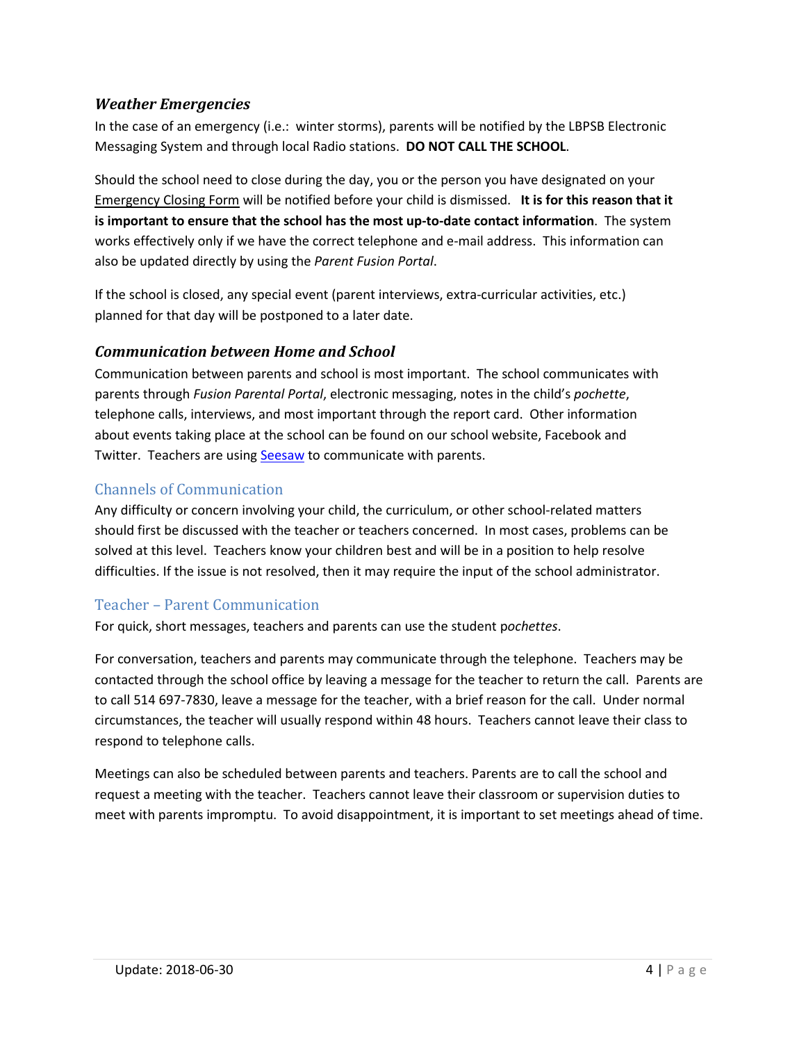### *Weather Emergencies*

In the case of an emergency (i.e.: winter storms), parents will be notified by the LBPSB Electronic Messaging System and through local Radio stations. **DO NOT CALL THE SCHOOL**.

Should the school need to close during the day, you or the person you have designated on your Emergency Closing Form will be notified before your child is dismissed. **It is for this reason that it is important to ensure that the school has the most up-to-date contact information**. The system works effectively only if we have the correct telephone and e-mail address. This information can also be updated directly by using the *Parent Fusion Portal*.

If the school is closed, any special event (parent interviews, extra-curricular activities, etc.) planned for that day will be postponed to a later date.

### *Communication between Home and School*

Communication between parents and school is most important. The school communicates with parents through *Fusion Parental Portal*, electronic messaging, notes in the child's *pochette*, telephone calls, interviews, and most important through the report card. Other information about events taking place at the school can be found on our school website, Facebook and Twitter. Teachers are using Seesaw to communicate with parents.

#### Channels of Communication

Any difficulty or concern involving your child, the curriculum, or other school-related matters should first be discussed with the teacher or teachers concerned. In most cases, problems can be solved at this level. Teachers know your children best and will be in a position to help resolve difficulties. If the issue is not resolved, then it may require the input of the school administrator.

#### Teacher – Parent Communication

For quick, short messages, teachers and parents can use the student p*ochettes*.

For conversation, teachers and parents may communicate through the telephone. Teachers may be contacted through the school office by leaving a message for the teacher to return the call. Parents are to call 514 697-7830, leave a message for the teacher, with a brief reason for the call. Under normal circumstances, the teacher will usually respond within 48 hours. Teachers cannot leave their class to respond to telephone calls.

Meetings can also be scheduled between parents and teachers. Parents are to call the school and request a meeting with the teacher. Teachers cannot leave their classroom or supervision duties to meet with parents impromptu. To avoid disappointment, it is important to set meetings ahead of time.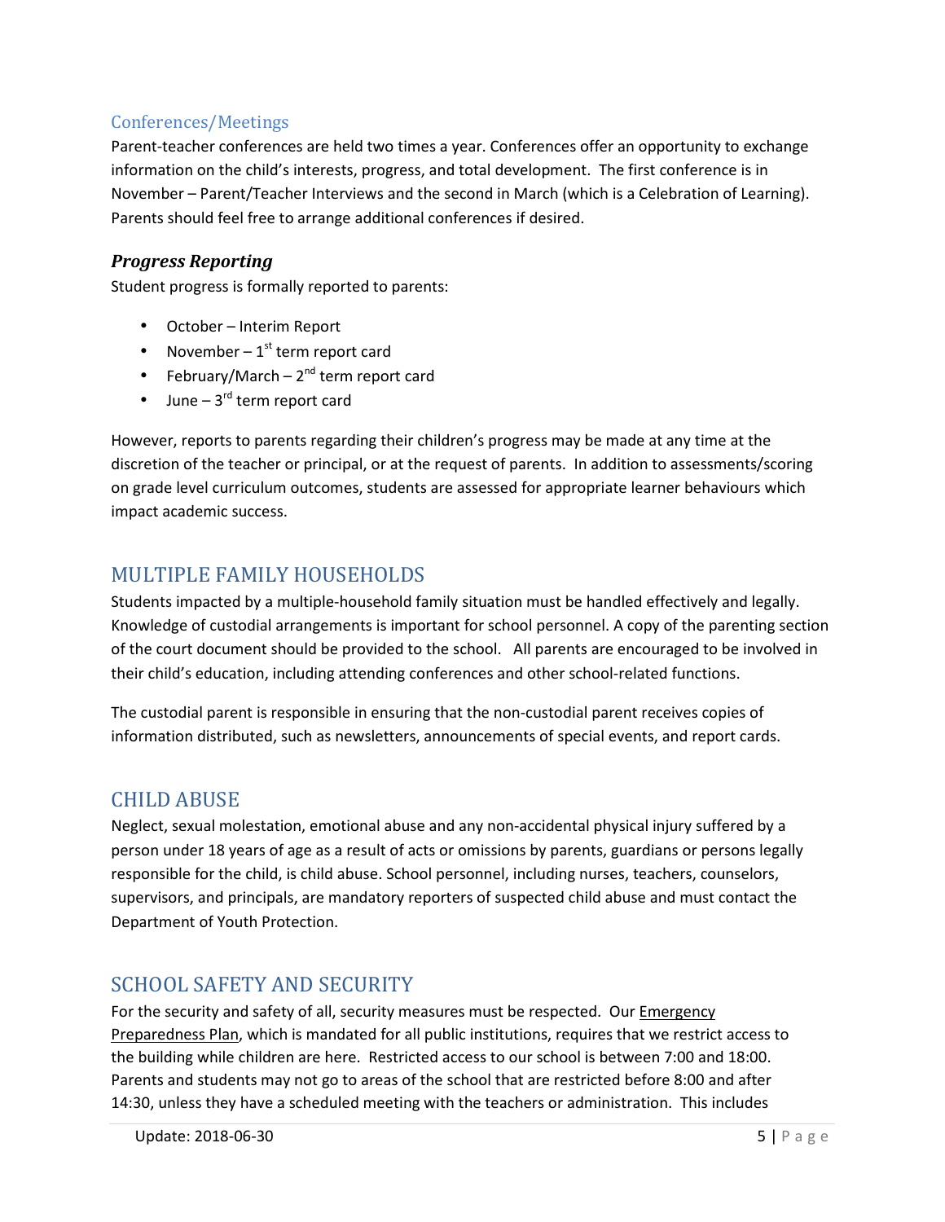### Conferences/Meetings

Parent-teacher conferences are held two times a year. Conferences offer an opportunity to exchange information on the child's interests, progress, and total development. The first conference is in November – Parent/Teacher Interviews and the second in March (which is a Celebration of Learning). Parents should feel free to arrange additional conferences if desired.

#### *Progress Reporting*

Student progress is formally reported to parents:

- October – Interim Report
- November – 1st term report card
- February/March – 2nd term report card
- June – 3rd term report card

However, reports to parents regarding their children's progress may be made at any time at the discretion of the teacher or principal, or at the request of parents. In addition to assessments/scoring on grade level curriculum outcomes, students are assessed for appropriate learner behaviours which impact academic success.

## MULTIPLE FAMILY HOUSEHOLDS

Students impacted by a multiple-household family situation must be handled effectively and legally. Knowledge of custodial arrangements is important for school personnel. A copy of the parenting section of the court document should be provided to the school. All parents are encouraged to be involved in their child's education, including attending conferences and other school-related functions.

The custodial parent is responsible in ensuring that the non-custodial parent receives copies of information distributed, such as newsletters, announcements of special events, and report cards.

## CHILD ABUSE

Neglect, sexual molestation, emotional abuse and any non-accidental physical injury suffered by a person under 18 years of age as a result of acts or omissions by parents, guardians or persons legally responsible for the child, is child abuse. School personnel, including nurses, teachers, counselors, supervisors, and principals, are mandatory reporters of suspected child abuse and must contact the Department of Youth Protection.

## SCHOOL SAFETY AND SECURITY

For the security and safety of all, security measures must be respected. Our Emergency Preparedness Plan, which is mandated for all public institutions, requires that we restrict access to the building while children are here. Restricted access to our school is between 7:00 and 18:00. Parents and students may not go to areas of the school that are restricted before 8:00 and after 14:30, unless they have a scheduled meeting with the teachers or administration. This includes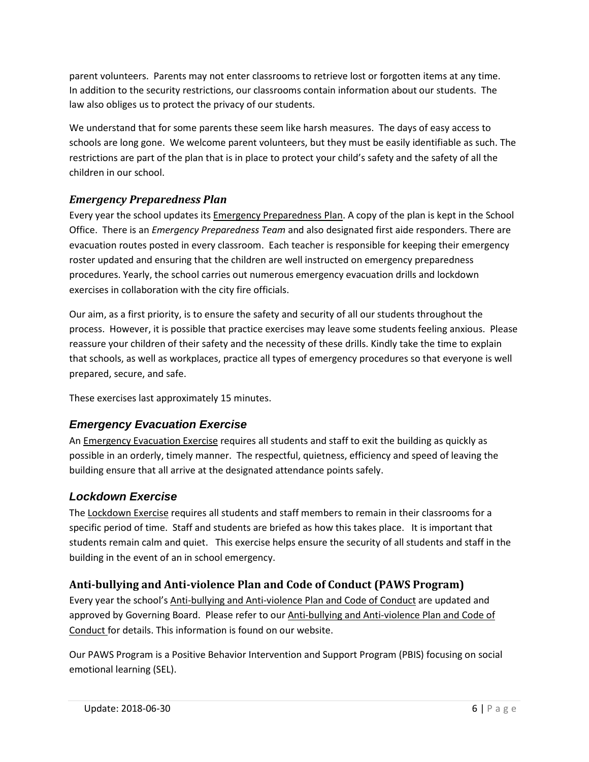parent volunteers. Parents may not enter classrooms to retrieve lost or forgotten items at any time. In addition to the security restrictions, our classrooms contain information about our students. The law also obliges us to protect the privacy of our students.

We understand that for some parents these seem like harsh measures. The days of easy access to schools are long gone. We welcome parent volunteers, but they must be easily identifiable as such. The restrictions are part of the plan that is in place to protect your child's safety and the safety of all the children in our school.

### *Emergency Preparedness Plan*

Every year the school updates its Emergency Preparedness Plan. A copy of the plan is kept in the School Office. There is an *Emergency Preparedness Team* and also designated first aide responders. There are evacuation routes posted in every classroom. Each teacher is responsible for keeping their emergency roster updated and ensuring that the children are well instructed on emergency preparedness procedures. Yearly, the school carries out numerous emergency evacuation drills and lockdown exercises in collaboration with the city fire officials.

Our aim, as a first priority, is to ensure the safety and security of all our students throughout the process. However, it is possible that practice exercises may leave some students feeling anxious. Please reassure your children of their safety and the necessity of these drills. Kindly take the time to explain that schools, as well as workplaces, practice all types of emergency procedures so that everyone is well prepared, secure, and safe.

These exercises last approximately 15 minutes.

### *Emergency Evacuation Exercise*

An Emergency Evacuation Exercise requires all students and staff to exit the building as quickly as possible in an orderly, timely manner. The respectful, quietness, efficiency and speed of leaving the building ensure that all arrive at the designated attendance points safely.

### *Lockdown Exercise*

The Lockdown Exercise requires all students and staff members to remain in their classrooms for a specific period of time. Staff and students are briefed as how this takes place. It is important that students remain calm and quiet. This exercise helps ensure the security of all students and staff in the building in the event of an in school emergency.

### Anti-bullying and Anti-violence Plan and Code of Conduct (PAWS Program)

Every year the school's Anti-bullying and Anti-violence Plan and Code of Conduct are updated and approved by Governing Board. Please refer to our Anti-bullying and Anti-violence Plan and Code of Conduct for details. This information is found on our website.

Our PAWS Program is a Positive Behavior Intervention and Support Program (PBIS) focusing on social emotional learning (SEL).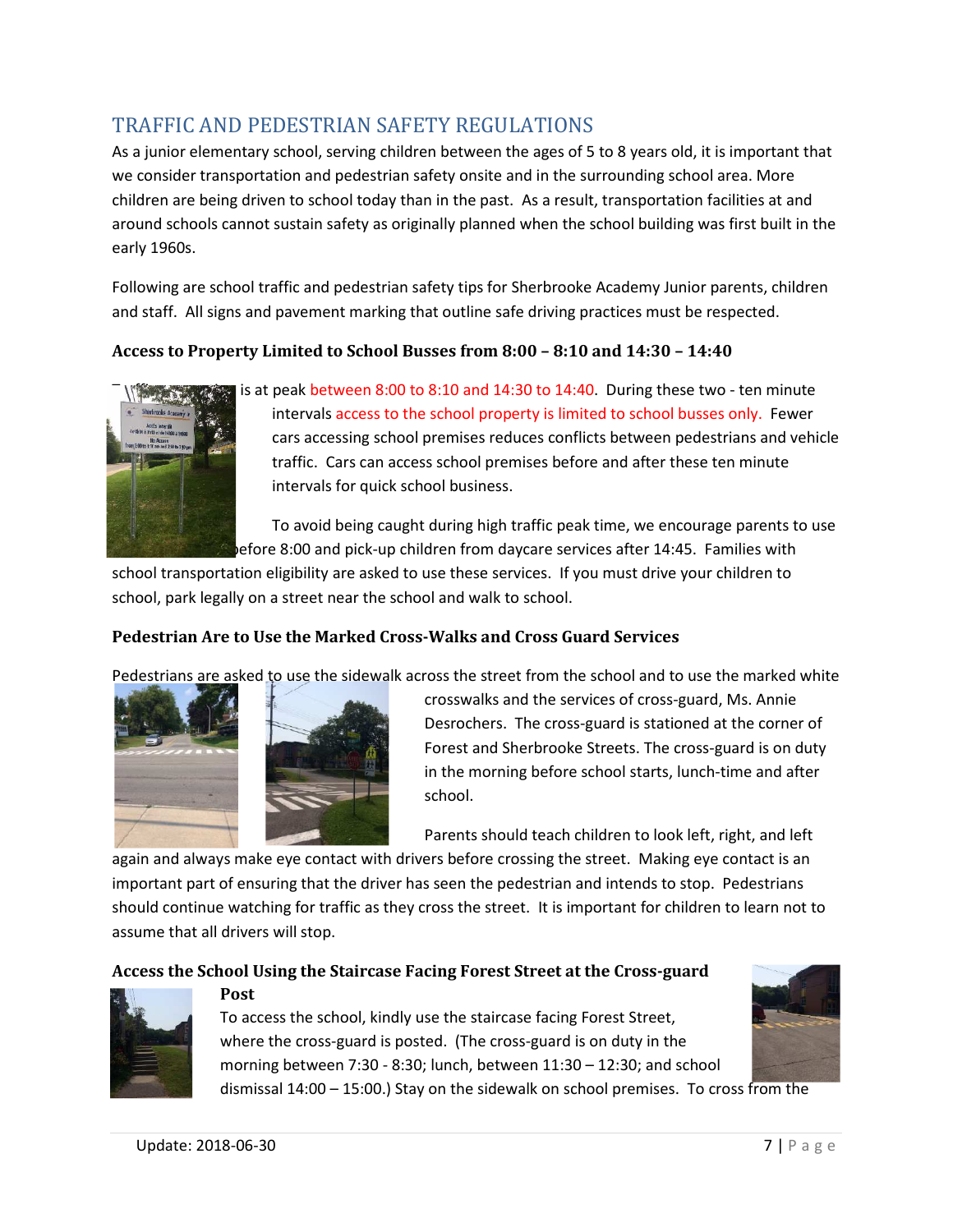## TRAFFIC AND PEDESTRIAN SAFETY REGULATIONS

As a junior elementary school, serving children between the ages of 5 to 8 years old, it is important that we consider transportation and pedestrian safety onsite and in the surrounding school area. More children are being driven to school today than in the past. As a result, transportation facilities at and around schools cannot sustain safety as originally planned when the school building was first built in the early 1960s.

Following are school traffic and pedestrian safety tips for Sherbrooke Academy Junior parents, children and staff. All signs and pavement marking that outline safe driving practices must be respected.

### Access to Property Limited to School Busses from 8:00 – 8:10 and 14:30 – 14:40

is at peak between 8:00 to 8:10 and 14:30 to 14:40. During these two - ten minute intervals access to the school property is limited to school busses only. Fewer cars accessing school premises reduces conflicts between pedestrians and vehicle traffic. Cars can access school premises before and after these ten minute intervals for quick school business.

To avoid being caught during high traffic peak time, we encourage parents to use before 8:00 and pick-up children from daycare services after 14:45. Families with school transportation eligibility are asked to use these services. If you must drive your children to school, park legally on a street near the school and walk to school.

### Pedestrian Are to Use the Marked Cross-Walks and Cross Guard Services

Pedestrians are asked to use the sidewalk across the street from the school and to use the marked white crosswalks and the services of cross-guard, Ms. Annie Desrochers. The cross-guard is stationed at the corner of Forest and Sherbrooke Streets. The cross-guard is on duty in the morning before school starts, lunch-time and after school.

Parents should teach children to look left, right, and left again and always make eye contact with drivers before crossing the street. Making eye contact is an important part of ensuring that the driver has seen the pedestrian and intends to stop. Pedestrians should continue watching for traffic as they cross the street. It is important for children to learn not to assume that all drivers will stop.

### Access the School Using the Staircase Facing Forest Street at the Cross-guard Post

To access the school, kindly use the staircase facing Forest Street, where the cross-guard is posted. (The cross-guard is on duty in the morning between 7:30 - 8:30; lunch, between 11:30 – 12:30; and school dismissal 14:00 – 15:00.) Stay on the sidewalk on school premises. To cross from the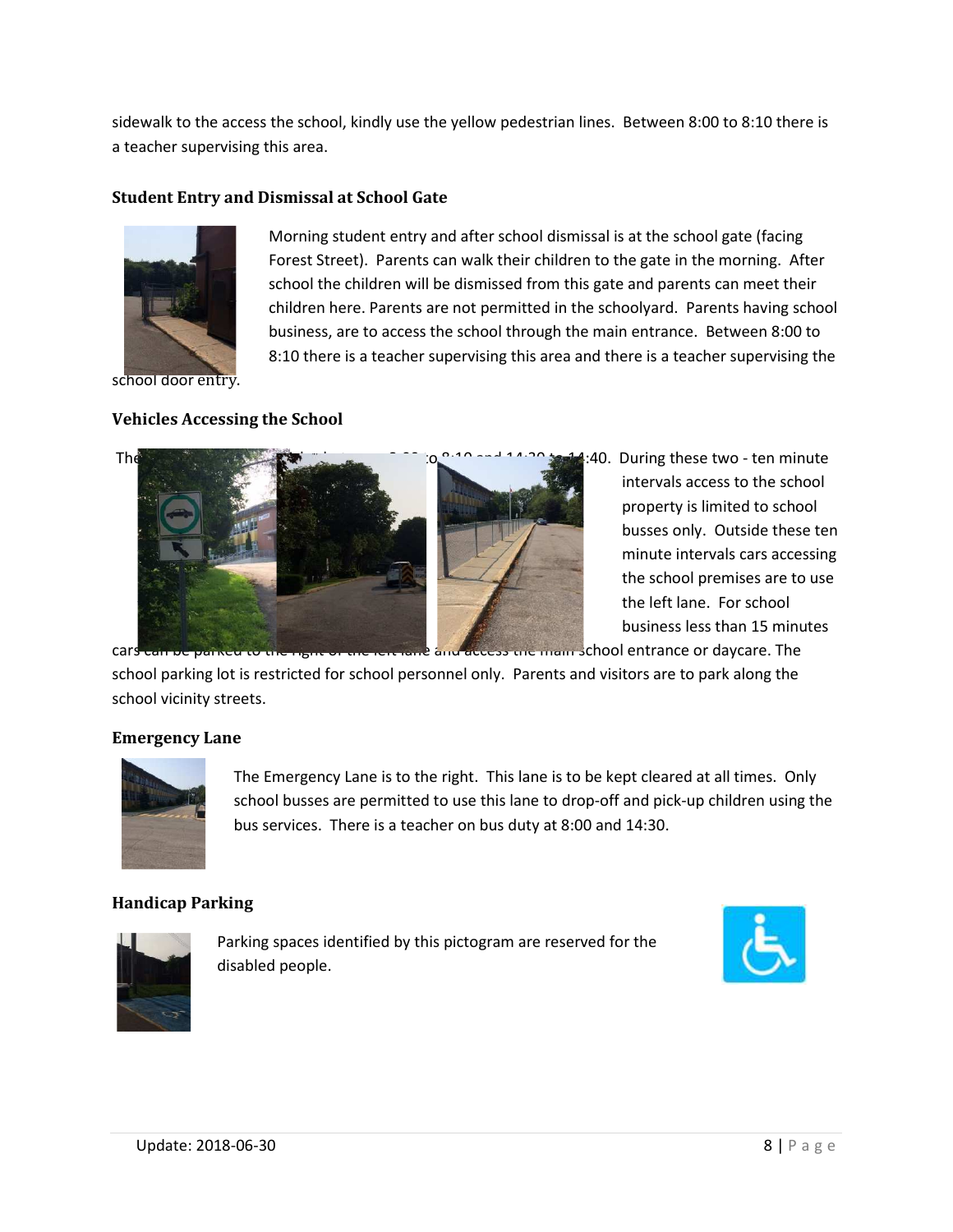sidewalk to the access the school, kindly use the yellow pedestrian lines. Between 8:00 to 8:10 there is a teacher supervising this area.

### Student Entry and Dismissal at School Gate

Morning student entry and after school dismissal is at the school gate (facing Forest Street). Parents can walk their children to the gate in the morning. After school the children will be dismissed from this gate and parents can meet their children here. Parents are not permitted in the schoolyard. Parents having school business, are to access the school through the main entrance. Between 8:00 to 8:10 there is a teacher supervising this area and there is a teacher supervising the school door entry.

### Vehicles Accessing the School

The ... 8:00 to 8:10 and 14:30 to 14:40. During these two - ten minute intervals access to the school property is limited to school busses only. Outside these ten minute intervals cars accessing the school premises are to use the left lane. For school business less than 15 minutes cars can be parked to the right of the left lane and access the main school entrance or daycare. The school parking lot is restricted for school personnel only. Parents and visitors are to park along the school vicinity streets.

### Emergency Lane

The Emergency Lane is to the right. This lane is to be kept cleared at all times. Only school busses are permitted to use this lane to drop-off and pick-up children using the bus services. There is a teacher on bus duty at 8:00 and 14:30.

### Handicap Parking

Parking spaces identified by this pictogram are reserved for the disabled people.

Update: 2018-06-30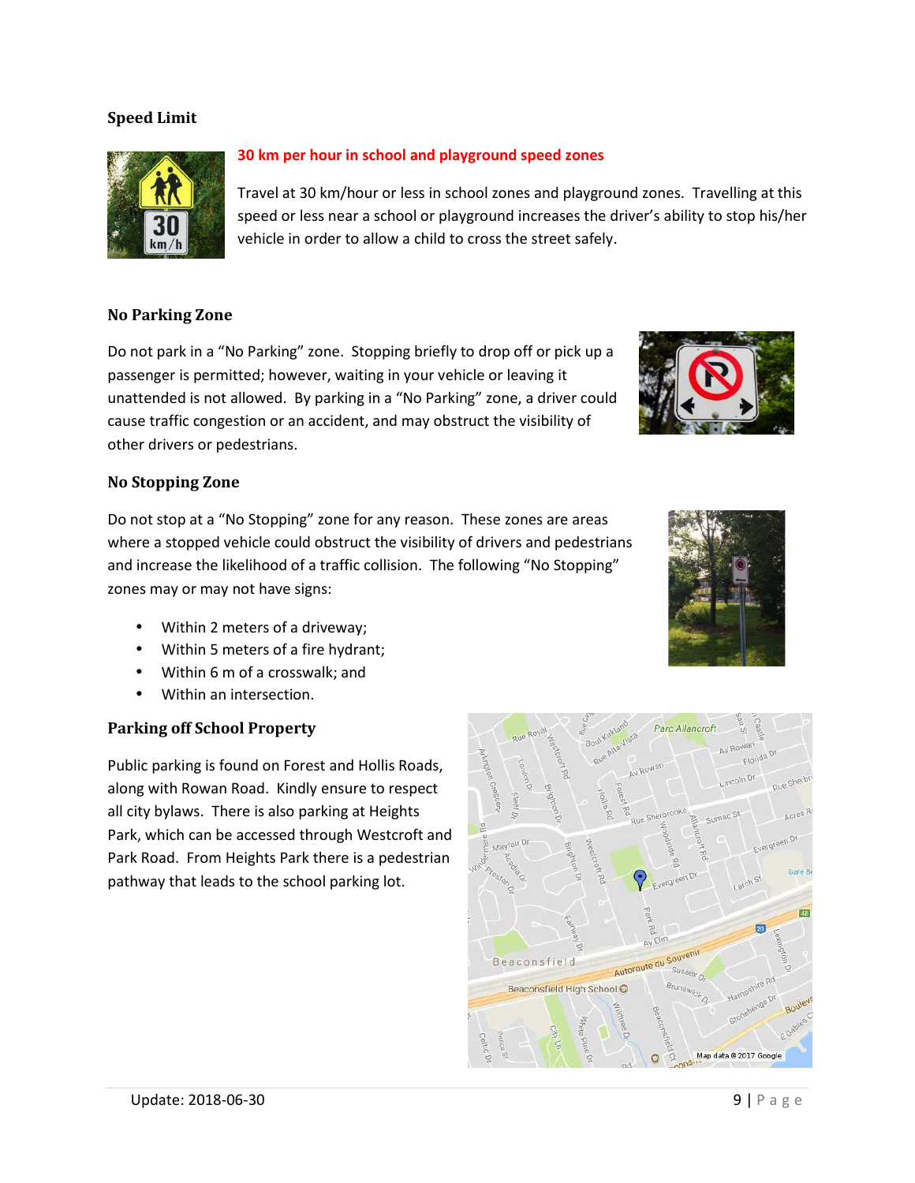### Speed Limit

**30 km per hour in school and playground speed zones**

Travel at 30 km/hour or less in school zones and playground zones. Travelling at this speed or less near a school or playground increases the driver's ability to stop his/her vehicle in order to allow a child to cross the street safely.

### No Parking Zone

Do not park in a "No Parking" zone. Stopping briefly to drop off or pick up a passenger is permitted; however, waiting in your vehicle or leaving it unattended is not allowed. By parking in a "No Parking" zone, a driver could cause traffic congestion or an accident, and may obstruct the visibility of other drivers or pedestrians.

### No Stopping Zone

Do not stop at a "No Stopping" zone for any reason. These zones are areas where a stopped vehicle could obstruct the visibility of drivers and pedestrians and increase the likelihood of a traffic collision. The following "No Stopping" zones may or may not have signs:

- Within 2 meters of a driveway;
- Within 5 meters of a fire hydrant;
- Within 6 m of a crosswalk; and
- Within an intersection.

### Parking off School Property

Public parking is found on Forest and Hollis Roads, along with Rowan Road. Kindly ensure to respect all city bylaws. There is also parking at Heights Park, which can be accessed through Westcroft and Park Road. From Heights Park there is a pedestrian pathway that leads to the school parking lot.

Update: 2018-06-30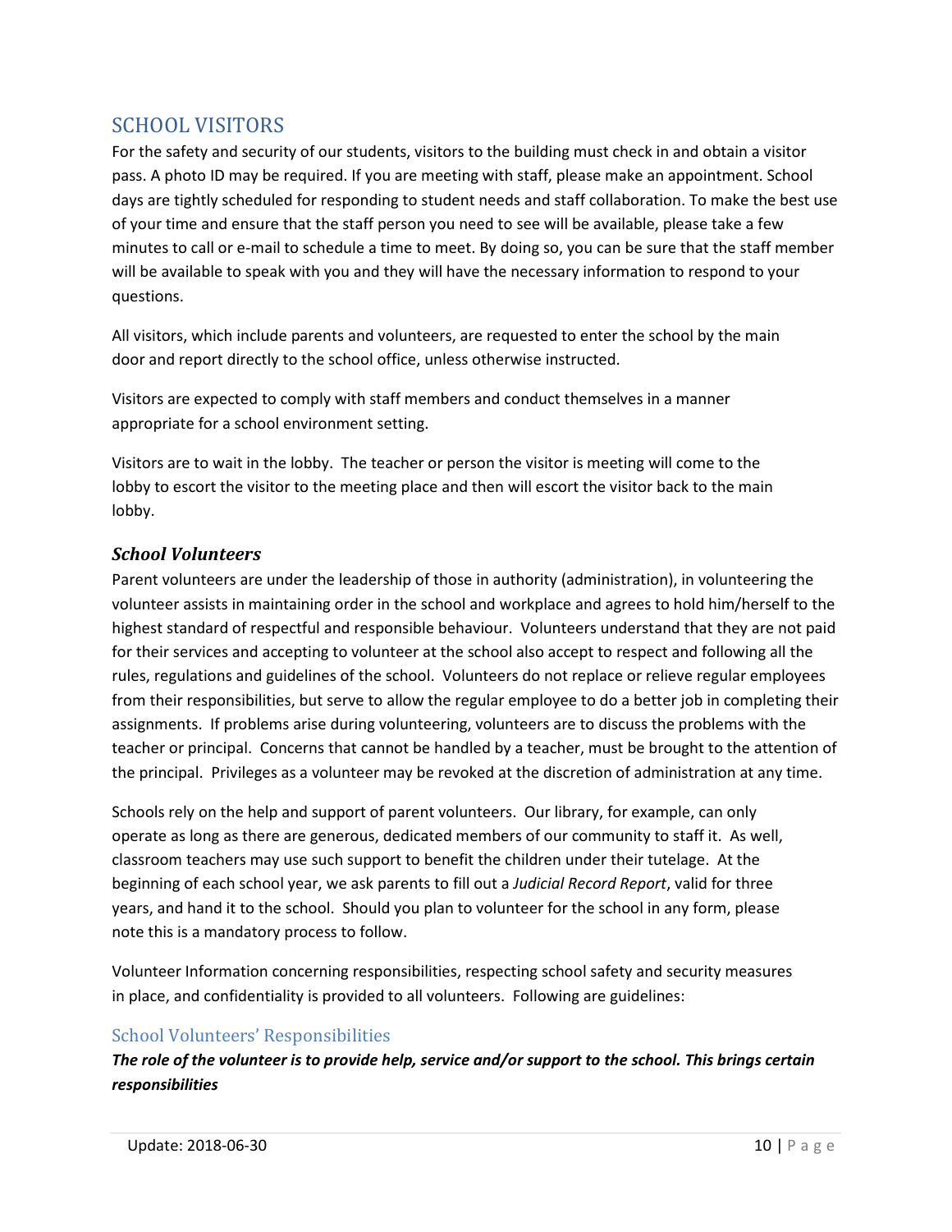## SCHOOL VISITORS

For the safety and security of our students, visitors to the building must check in and obtain a visitor pass. A photo ID may be required. If you are meeting with staff, please make an appointment. School days are tightly scheduled for responding to student needs and staff collaboration. To make the best use of your time and ensure that the staff person you need to see will be available, please take a few minutes to call or e-mail to schedule a time to meet. By doing so, you can be sure that the staff member will be available to speak with you and they will have the necessary information to respond to your questions.

All visitors, which include parents and volunteers, are requested to enter the school by the main door and report directly to the school office, unless otherwise instructed.

Visitors are expected to comply with staff members and conduct themselves in a manner appropriate for a school environment setting.

Visitors are to wait in the lobby. The teacher or person the visitor is meeting will come to the lobby to escort the visitor to the meeting place and then will escort the visitor back to the main lobby.

### *School Volunteers*

Parent volunteers are under the leadership of those in authority (administration), in volunteering the volunteer assists in maintaining order in the school and workplace and agrees to hold him/herself to the highest standard of respectful and responsible behaviour. Volunteers understand that they are not paid for their services and accepting to volunteer at the school also accept to respect and following all the rules, regulations and guidelines of the school. Volunteers do not replace or relieve regular employees from their responsibilities, but serve to allow the regular employee to do a better job in completing their assignments. If problems arise during volunteering, volunteers are to discuss the problems with the teacher or principal. Concerns that cannot be handled by a teacher, must be brought to the attention of the principal. Privileges as a volunteer may be revoked at the discretion of administration at any time.

Schools rely on the help and support of parent volunteers. Our library, for example, can only operate as long as there are generous, dedicated members of our community to staff it. As well, classroom teachers may use such support to benefit the children under their tutelage. At the beginning of each school year, we ask parents to fill out a *Judicial Record Report*, valid for three years, and hand it to the school. Should you plan to volunteer for the school in any form, please note this is a mandatory process to follow.

Volunteer Information concerning responsibilities, respecting school safety and security measures in place, and confidentiality is provided to all volunteers. Following are guidelines:

#### School Volunteers' Responsibilities

***The role of the volunteer is to provide help, service and/or support to the school. This brings certain responsibilities***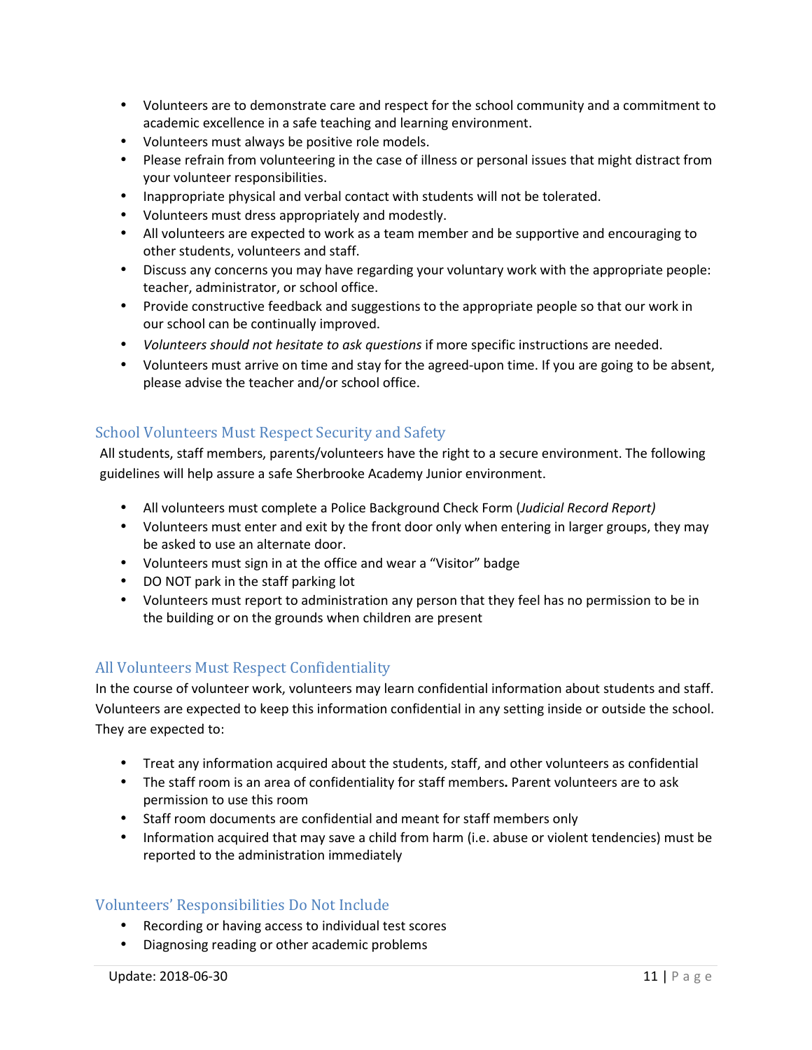- Volunteers are to demonstrate care and respect for the school community and a commitment to academic excellence in a safe teaching and learning environment.
- Volunteers must always be positive role models.
- Please refrain from volunteering in the case of illness or personal issues that might distract from your volunteer responsibilities.
- Inappropriate physical and verbal contact with students will not be tolerated.
- Volunteers must dress appropriately and modestly.
- All volunteers are expected to work as a team member and be supportive and encouraging to other students, volunteers and staff.
- Discuss any concerns you may have regarding your voluntary work with the appropriate people: teacher, administrator, or school office.
- Provide constructive feedback and suggestions to the appropriate people so that our work in our school can be continually improved.
- *Volunteers should not hesitate to ask questions* if more specific instructions are needed.
- Volunteers must arrive on time and stay for the agreed-upon time. If you are going to be absent, please advise the teacher and/or school office.

## School Volunteers Must Respect Security and Safety

All students, staff members, parents/volunteers have the right to a secure environment. The following guidelines will help assure a safe Sherbrooke Academy Junior environment.

- All volunteers must complete a Police Background Check Form (*Judicial Record Report)*
- Volunteers must enter and exit by the front door only when entering in larger groups, they may be asked to use an alternate door.
- Volunteers must sign in at the office and wear a "Visitor" badge
- DO NOT park in the staff parking lot
- Volunteers must report to administration any person that they feel has no permission to be in the building or on the grounds when children are present

## All Volunteers Must Respect Confidentiality

In the course of volunteer work, volunteers may learn confidential information about students and staff. Volunteers are expected to keep this information confidential in any setting inside or outside the school. They are expected to:

- Treat any information acquired about the students, staff, and other volunteers as confidential
- The staff room is an area of confidentiality for staff members**.** Parent volunteers are to ask permission to use this room
- Staff room documents are confidential and meant for staff members only
- Information acquired that may save a child from harm (i.e. abuse or violent tendencies) must be reported to the administration immediately

## Volunteers' Responsibilities Do Not Include

- Recording or having access to individual test scores
- Diagnosing reading or other academic problems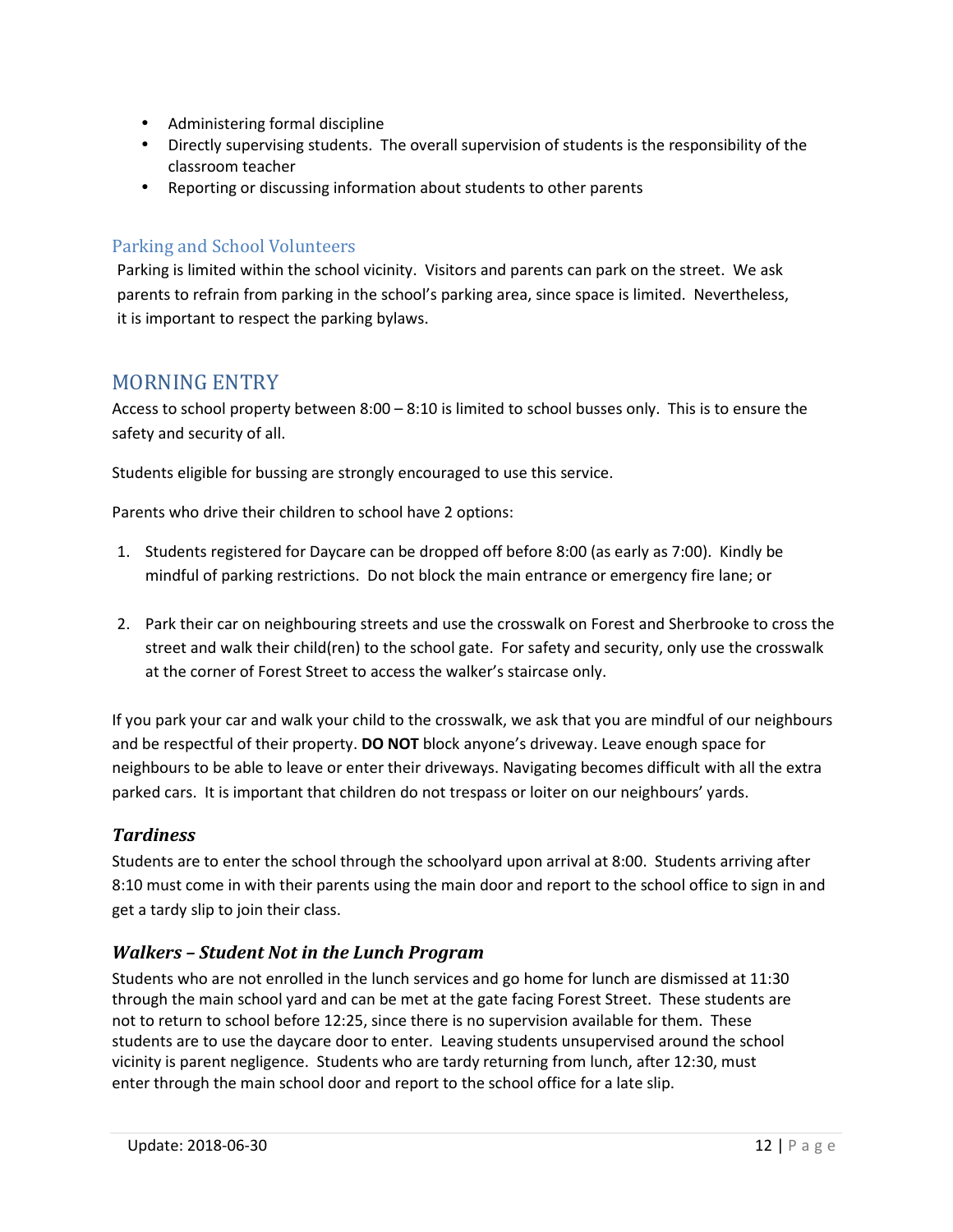- Administering formal discipline
- Directly supervising students. The overall supervision of students is the responsibility of the classroom teacher
- Reporting or discussing information about students to other parents

### Parking and School Volunteers

Parking is limited within the school vicinity. Visitors and parents can park on the street. We ask parents to refrain from parking in the school's parking area, since space is limited. Nevertheless, it is important to respect the parking bylaws.

## MORNING ENTRY

Access to school property between 8:00 – 8:10 is limited to school busses only. This is to ensure the safety and security of all.

Students eligible for bussing are strongly encouraged to use this service.

Parents who drive their children to school have 2 options:

1. Students registered for Daycare can be dropped off before 8:00 (as early as 7:00). Kindly be mindful of parking restrictions. Do not block the main entrance or emergency fire lane; or

2. Park their car on neighbouring streets and use the crosswalk on Forest and Sherbrooke to cross the street and walk their child(ren) to the school gate. For safety and security, only use the crosswalk at the corner of Forest Street to access the walker's staircase only.

If you park your car and walk your child to the crosswalk, we ask that you are mindful of our neighbours and be respectful of their property. **DO NOT** block anyone's driveway. Leave enough space for neighbours to be able to leave or enter their driveways. Navigating becomes difficult with all the extra parked cars. It is important that children do not trespass or loiter on our neighbours' yards.

### *Tardiness*

Students are to enter the school through the schoolyard upon arrival at 8:00. Students arriving after 8:10 must come in with their parents using the main door and report to the school office to sign in and get a tardy slip to join their class.

### *Walkers – Student Not in the Lunch Program*

Students who are not enrolled in the lunch services and go home for lunch are dismissed at 11:30 through the main school yard and can be met at the gate facing Forest Street. These students are not to return to school before 12:25, since there is no supervision available for them. These students are to use the daycare door to enter. Leaving students unsupervised around the school vicinity is parent negligence. Students who are tardy returning from lunch, after 12:30, must enter through the main school door and report to the school office for a late slip.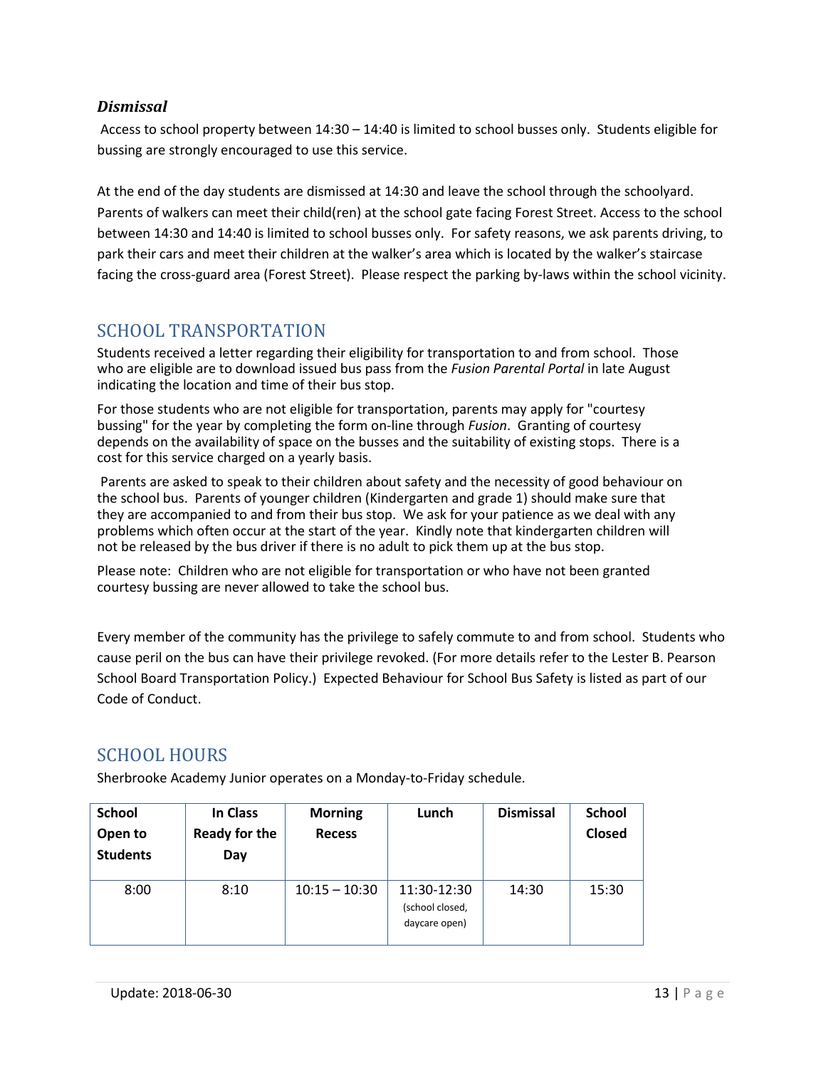### *Dismissal*

Access to school property between 14:30 – 14:40 is limited to school busses only. Students eligible for bussing are strongly encouraged to use this service.

At the end of the day students are dismissed at 14:30 and leave the school through the schoolyard. Parents of walkers can meet their child(ren) at the school gate facing Forest Street. Access to the school between 14:30 and 14:40 is limited to school busses only. For safety reasons, we ask parents driving, to park their cars and meet their children at the walker's area which is located by the walker's staircase facing the cross-guard area (Forest Street). Please respect the parking by-laws within the school vicinity.

## SCHOOL TRANSPORTATION

Students received a letter regarding their eligibility for transportation to and from school. Those who are eligible are to download issued bus pass from the *Fusion Parental Portal* in late August indicating the location and time of their bus stop.

For those students who are not eligible for transportation, parents may apply for "courtesy bussing" for the year by completing the form on-line through *Fusion*. Granting of courtesy depends on the availability of space on the busses and the suitability of existing stops. There is a cost for this service charged on a yearly basis.

Parents are asked to speak to their children about safety and the necessity of good behaviour on the school bus. Parents of younger children (Kindergarten and grade 1) should make sure that they are accompanied to and from their bus stop. We ask for your patience as we deal with any problems which often occur at the start of the year. Kindly note that kindergarten children will not be released by the bus driver if there is no adult to pick them up at the bus stop.

Please note: Children who are not eligible for transportation or who have not been granted courtesy bussing are never allowed to take the school bus.

Every member of the community has the privilege to safely commute to and from school. Students who cause peril on the bus can have their privilege revoked. (For more details refer to the Lester B. Pearson School Board Transportation Policy.) Expected Behaviour for School Bus Safety is listed as part of our Code of Conduct.

## SCHOOL HOURS

Sherbrooke Academy Junior operates on a Monday-to-Friday schedule.

| School Open to Students | In Class Ready for the Day | Morning Recess | Lunch | Dismissal | School Closed |
|---|---|---|---|---|---|
| 8:00 | 8:10 | 10:15 – 10:30 | 11:30-12:30 (school closed, daycare open) | 14:30 | 15:30 |

Update: 2018-06-30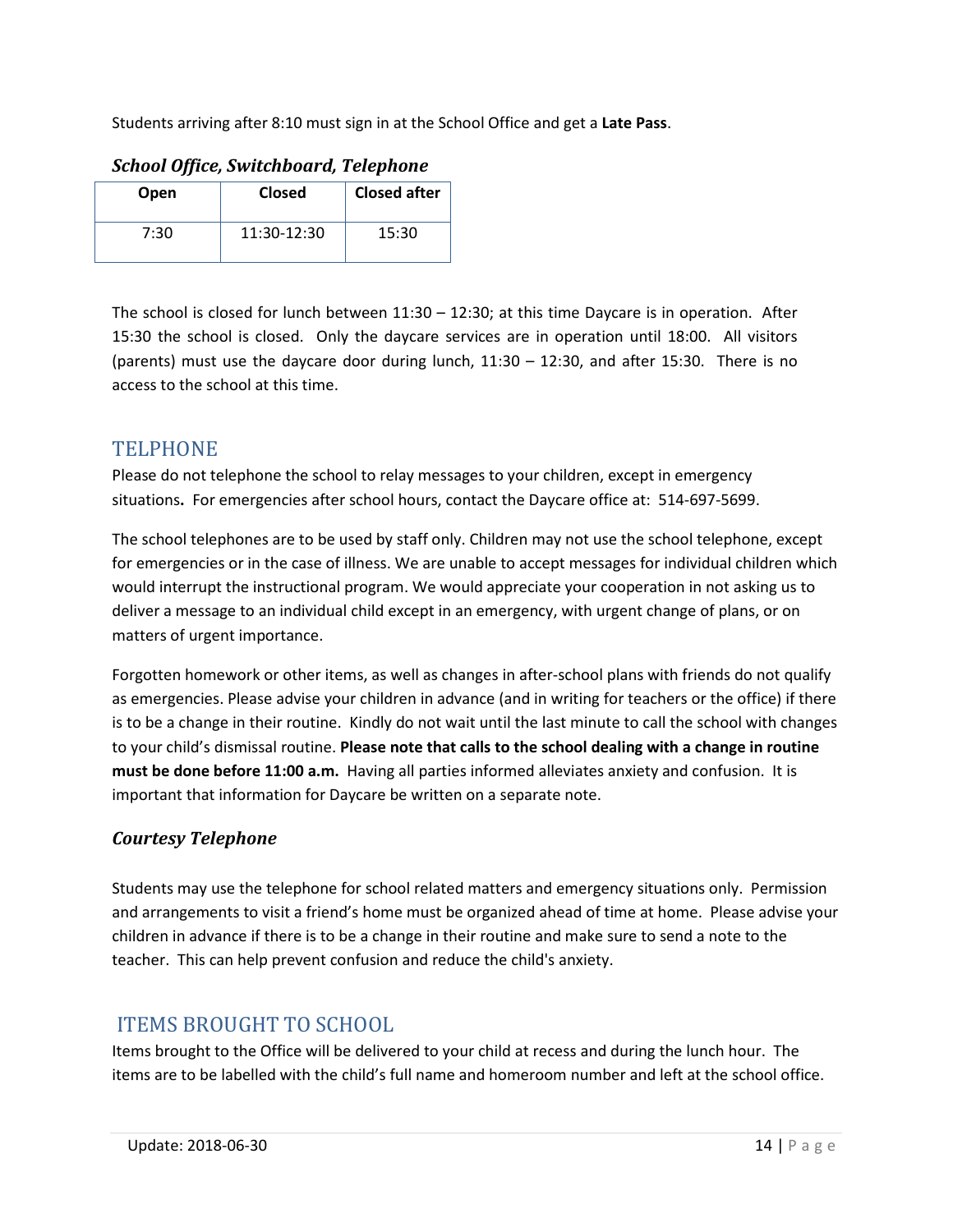Students arriving after 8:10 must sign in at the School Office and get a **Late Pass**.

### *School Office, Switchboard, Telephone*

| Open | Closed | Closed after |
|---|---|---|
| 7:30 | 11:30-12:30 | 15:30 |

The school is closed for lunch between 11:30 – 12:30; at this time Daycare is in operation. After 15:30 the school is closed. Only the daycare services are in operation until 18:00. All visitors (parents) must use the daycare door during lunch, 11:30 – 12:30, and after 15:30. There is no access to the school at this time.

## TELPHONE

Please do not telephone the school to relay messages to your children, except in emergency situations**.** For emergencies after school hours, contact the Daycare office at: 514-697-5699.

The school telephones are to be used by staff only. Children may not use the school telephone, except for emergencies or in the case of illness. We are unable to accept messages for individual children which would interrupt the instructional program. We would appreciate your cooperation in not asking us to deliver a message to an individual child except in an emergency, with urgent change of plans, or on matters of urgent importance.

Forgotten homework or other items, as well as changes in after-school plans with friends do not qualify as emergencies. Please advise your children in advance (and in writing for teachers or the office) if there is to be a change in their routine. Kindly do not wait until the last minute to call the school with changes to your child's dismissal routine. **Please note that calls to the school dealing with a change in routine must be done before 11:00 a.m.** Having all parties informed alleviates anxiety and confusion. It is important that information for Daycare be written on a separate note.

### *Courtesy Telephone*

Students may use the telephone for school related matters and emergency situations only. Permission and arrangements to visit a friend's home must be organized ahead of time at home. Please advise your children in advance if there is to be a change in their routine and make sure to send a note to the teacher. This can help prevent confusion and reduce the child's anxiety.

## ITEMS BROUGHT TO SCHOOL

Items brought to the Office will be delivered to your child at recess and during the lunch hour. The items are to be labelled with the child's full name and homeroom number and left at the school office.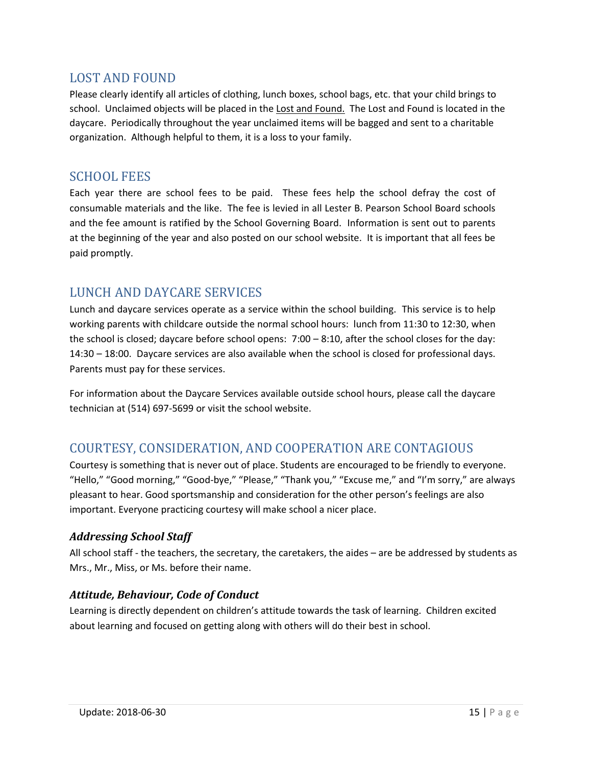## LOST AND FOUND

Please clearly identify all articles of clothing, lunch boxes, school bags, etc. that your child brings to school. Unclaimed objects will be placed in the Lost and Found. The Lost and Found is located in the daycare. Periodically throughout the year unclaimed items will be bagged and sent to a charitable organization. Although helpful to them, it is a loss to your family.

## SCHOOL FEES

Each year there are school fees to be paid. These fees help the school defray the cost of consumable materials and the like. The fee is levied in all Lester B. Pearson School Board schools and the fee amount is ratified by the School Governing Board. Information is sent out to parents at the beginning of the year and also posted on our school website. It is important that all fees be paid promptly.

## LUNCH AND DAYCARE SERVICES

Lunch and daycare services operate as a service within the school building. This service is to help working parents with childcare outside the normal school hours: lunch from 11:30 to 12:30, when the school is closed; daycare before school opens: 7:00 – 8:10, after the school closes for the day: 14:30 – 18:00. Daycare services are also available when the school is closed for professional days. Parents must pay for these services.

For information about the Daycare Services available outside school hours, please call the daycare technician at (514) 697-5699 or visit the school website.

## COURTESY, CONSIDERATION, AND COOPERATION ARE CONTAGIOUS

Courtesy is something that is never out of place. Students are encouraged to be friendly to everyone. "Hello," "Good morning," "Good-bye," "Please," "Thank you," "Excuse me," and "I'm sorry," are always pleasant to hear. Good sportsmanship and consideration for the other person's feelings are also important. Everyone practicing courtesy will make school a nicer place.

### *Addressing School Staff*

All school staff - the teachers, the secretary, the caretakers, the aides – are be addressed by students as Mrs., Mr., Miss, or Ms. before their name.

### *Attitude, Behaviour, Code of Conduct*

Learning is directly dependent on children's attitude towards the task of learning. Children excited about learning and focused on getting along with others will do their best in school.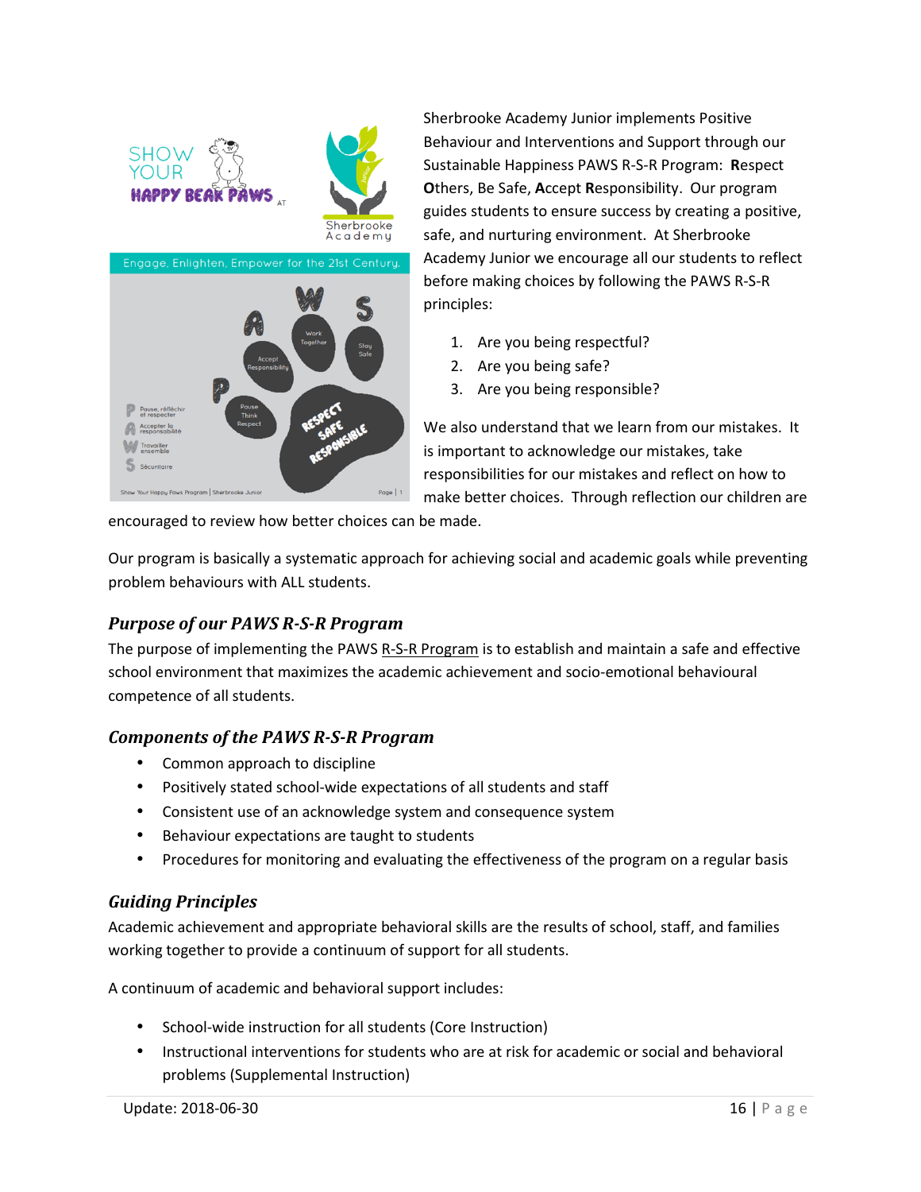Sherbrooke Academy Junior implements Positive Behaviour and Interventions and Support through our Sustainable Happiness PAWS R-S-R Program: **R**espect **O**thers, Be Safe, **A**ccept **R**esponsibility. Our program guides students to ensure success by creating a positive, safe, and nurturing environment. At Sherbrooke Academy Junior we encourage all our students to reflect before making choices by following the PAWS R-S-R principles:

1. Are you being respectful?
2. Are you being safe?
3. Are you being responsible?

We also understand that we learn from our mistakes. It is important to acknowledge our mistakes, take responsibilities for our mistakes and reflect on how to make better choices. Through reflection our children are encouraged to review how better choices can be made.

Our program is basically a systematic approach for achieving social and academic goals while preventing problem behaviours with ALL students.

### *Purpose of our PAWS R-S-R Program*

The purpose of implementing the PAWS R-S-R Program is to establish and maintain a safe and effective school environment that maximizes the academic achievement and socio-emotional behavioural competence of all students.

### *Components of the PAWS R-S-R Program*

- Common approach to discipline
- Positively stated school-wide expectations of all students and staff
- Consistent use of an acknowledge system and consequence system
- Behaviour expectations are taught to students
- Procedures for monitoring and evaluating the effectiveness of the program on a regular basis

### *Guiding Principles*

Academic achievement and appropriate behavioral skills are the results of school, staff, and families working together to provide a continuum of support for all students.

A continuum of academic and behavioral support includes:

- School-wide instruction for all students (Core Instruction)
- Instructional interventions for students who are at risk for academic or social and behavioral problems (Supplemental Instruction)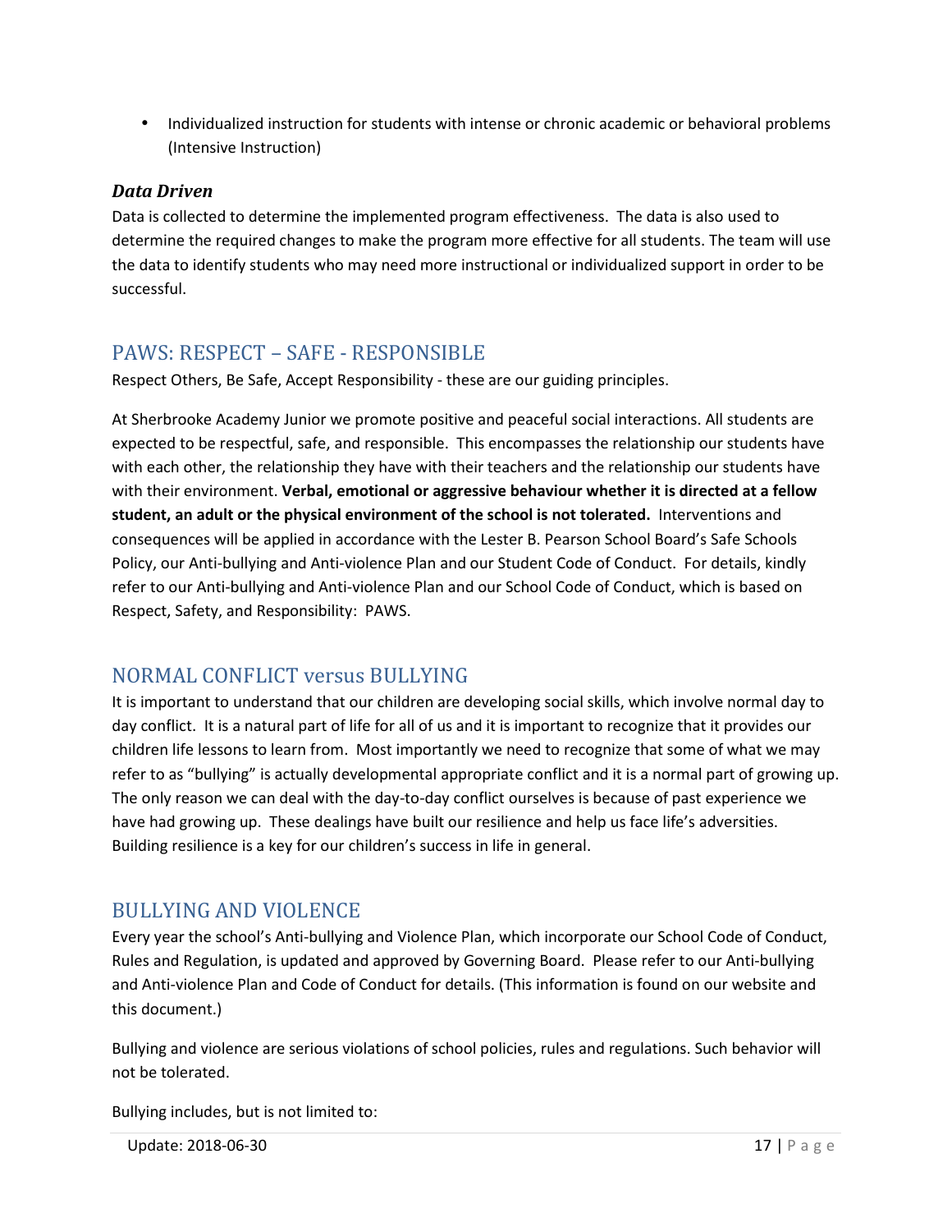- Individualized instruction for students with intense or chronic academic or behavioral problems (Intensive Instruction)

### *Data Driven*

Data is collected to determine the implemented program effectiveness. The data is also used to determine the required changes to make the program more effective for all students. The team will use the data to identify students who may need more instructional or individualized support in order to be successful.

## PAWS: RESPECT – SAFE - RESPONSIBLE

Respect Others, Be Safe, Accept Responsibility - these are our guiding principles.

At Sherbrooke Academy Junior we promote positive and peaceful social interactions. All students are expected to be respectful, safe, and responsible. This encompasses the relationship our students have with each other, the relationship they have with their teachers and the relationship our students have with their environment. **Verbal, emotional or aggressive behaviour whether it is directed at a fellow student, an adult or the physical environment of the school is not tolerated.** Interventions and consequences will be applied in accordance with the Lester B. Pearson School Board's Safe Schools Policy, our Anti-bullying and Anti-violence Plan and our Student Code of Conduct. For details, kindly refer to our Anti-bullying and Anti-violence Plan and our School Code of Conduct, which is based on Respect, Safety, and Responsibility: PAWS.

## NORMAL CONFLICT versus BULLYING

It is important to understand that our children are developing social skills, which involve normal day to day conflict. It is a natural part of life for all of us and it is important to recognize that it provides our children life lessons to learn from. Most importantly we need to recognize that some of what we may refer to as "bullying" is actually developmental appropriate conflict and it is a normal part of growing up. The only reason we can deal with the day-to-day conflict ourselves is because of past experience we have had growing up. These dealings have built our resilience and help us face life's adversities. Building resilience is a key for our children's success in life in general.

## BULLYING AND VIOLENCE

Every year the school's Anti-bullying and Violence Plan, which incorporate our School Code of Conduct, Rules and Regulation, is updated and approved by Governing Board. Please refer to our Anti-bullying and Anti-violence Plan and Code of Conduct for details. (This information is found on our website and this document.)

Bullying and violence are serious violations of school policies, rules and regulations. Such behavior will not be tolerated.

Bullying includes, but is not limited to: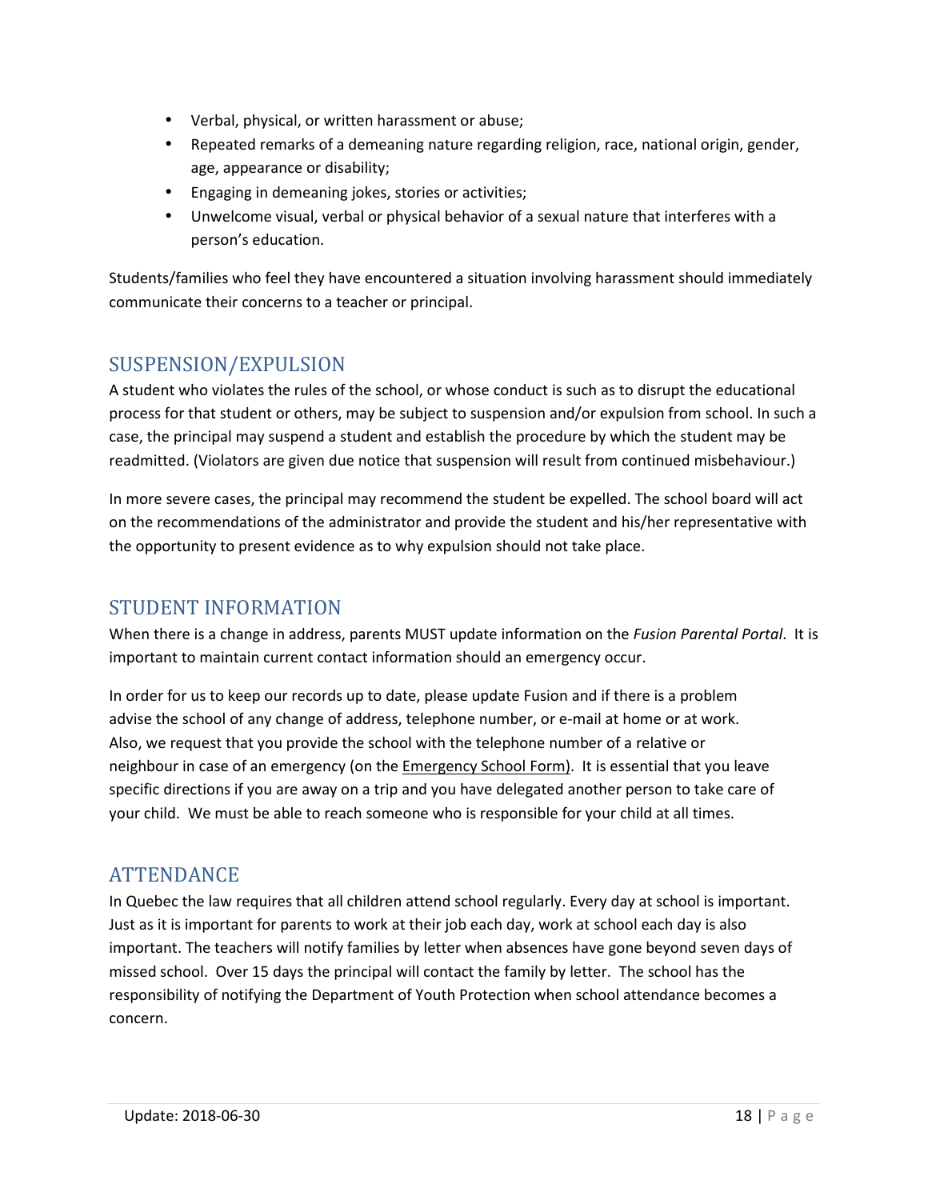- Verbal, physical, or written harassment or abuse;
- Repeated remarks of a demeaning nature regarding religion, race, national origin, gender, age, appearance or disability;
- Engaging in demeaning jokes, stories or activities;
- Unwelcome visual, verbal or physical behavior of a sexual nature that interferes with a person's education.

Students/families who feel they have encountered a situation involving harassment should immediately communicate their concerns to a teacher or principal.

## SUSPENSION/EXPULSION

A student who violates the rules of the school, or whose conduct is such as to disrupt the educational process for that student or others, may be subject to suspension and/or expulsion from school. In such a case, the principal may suspend a student and establish the procedure by which the student may be readmitted. (Violators are given due notice that suspension will result from continued misbehaviour.)

In more severe cases, the principal may recommend the student be expelled. The school board will act on the recommendations of the administrator and provide the student and his/her representative with the opportunity to present evidence as to why expulsion should not take place.

## STUDENT INFORMATION

When there is a change in address, parents MUST update information on the *Fusion Parental Portal*. It is important to maintain current contact information should an emergency occur.

In order for us to keep our records up to date, please update Fusion and if there is a problem advise the school of any change of address, telephone number, or e-mail at home or at work. Also, we request that you provide the school with the telephone number of a relative or neighbour in case of an emergency (on the Emergency School Form). It is essential that you leave specific directions if you are away on a trip and you have delegated another person to take care of your child. We must be able to reach someone who is responsible for your child at all times.

## ATTENDANCE

In Quebec the law requires that all children attend school regularly. Every day at school is important. Just as it is important for parents to work at their job each day, work at school each day is also important. The teachers will notify families by letter when absences have gone beyond seven days of missed school. Over 15 days the principal will contact the family by letter. The school has the responsibility of notifying the Department of Youth Protection when school attendance becomes a concern.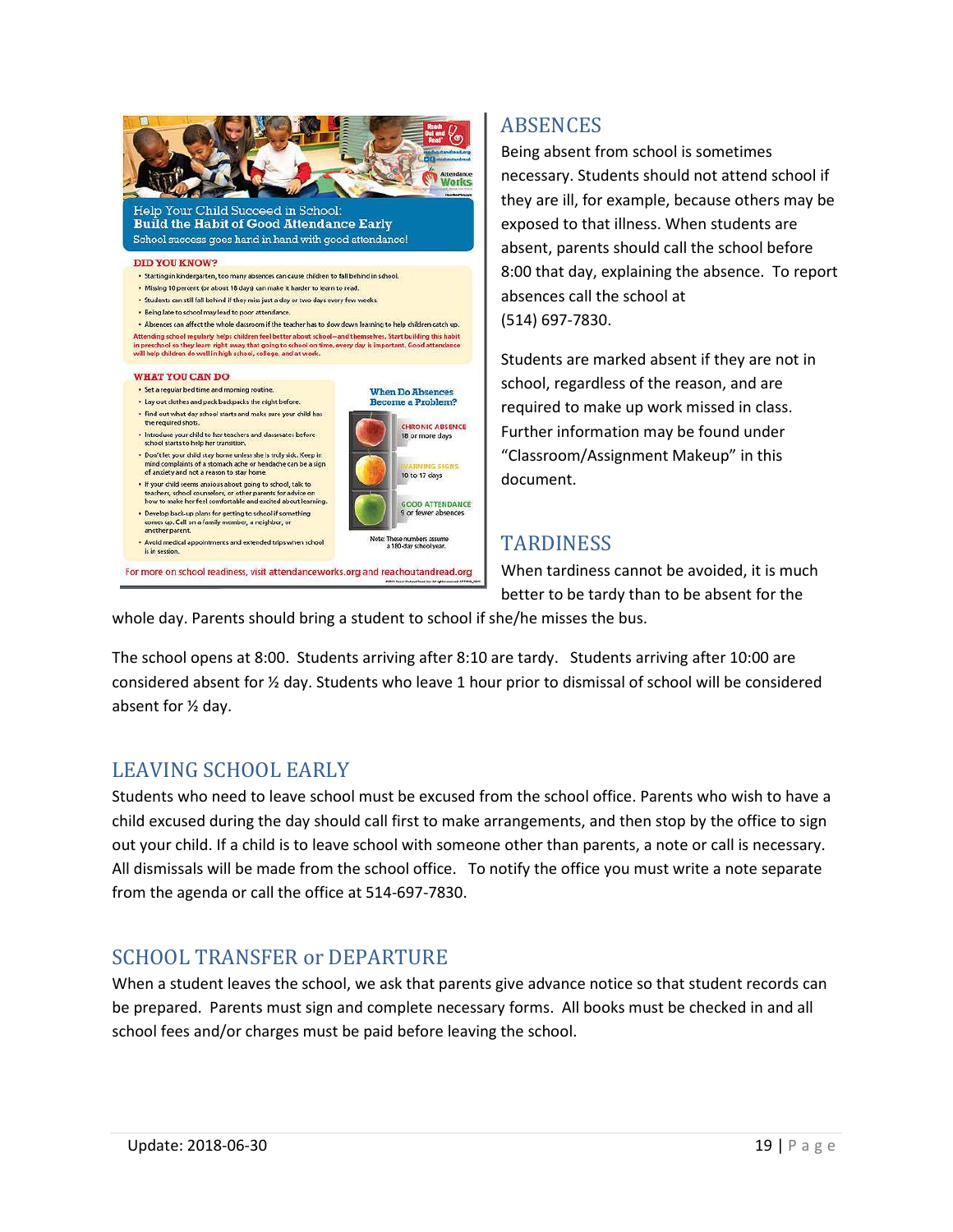Help Your Child Succeed in School:
**Build the Habit of Good Attendance Early**
School success goes hand in hand with good attendance!

**DID YOU KNOW?**

- Starting in kindergarten, too many absences can cause children to fall behind in school.
- Missing 10 percent (or about 18 days) can make it harder to learn to read.
- Students can still fall behind if they miss just a day or two days every few weeks.
- Being late to school may lead to poor attendance.
- Absences can affect the whole classroom if the teacher has to slow down learning to help children catch up.

Attending school regularly helps children feel better about school—and themselves. Start building this habit in preschool so they learn right away that going to school on time, every day is important. Good attendance will help children do well in high school, college, and at work.

**WHAT YOU CAN DO**

- Set a regular bed time and morning routine.
- Lay out clothes and pack backpacks the night before.
- Find out what day school starts and make sure your child has the required shots.
- Introduce your child to her teachers and classmates before school starts to help her transition.
- Don't let your child stay home unless she is truly sick. Keep in mind complaints of a stomach ache or headache can be a sign of anxiety and not a reason to stay home.
- If your child seems anxious about going to school, talk to teachers, school counselors, or other parents for advice on how to make her feel comfortable and excited about learning.
- Develop back-up plans for getting to school if something comes up. Call on a family member, a neighbor, or another parent.
- Avoid medical appointments and extended trips when school is in session.

**When Do Absences Become a Problem?**

- CHRONIC ABSENCE: 18 or more days
- WARNING SIGNS: 10 to 17 days
- GOOD ATTENDANCE: 9 or fewer absences

Note: These numbers assume a 180-day school year.

For more on school readiness, visit attendanceworks.org and reachoutandread.org

## ABSENCES

Being absent from school is sometimes necessary. Students should not attend school if they are ill, for example, because others may be exposed to that illness. When students are absent, parents should call the school before 8:00 that day, explaining the absence. To report absences call the school at (514) 697-7830.

Students are marked absent if they are not in school, regardless of the reason, and are required to make up work missed in class. Further information may be found under "Classroom/Assignment Makeup" in this document.

## TARDINESS

When tardiness cannot be avoided, it is much better to be tardy than to be absent for the whole day. Parents should bring a student to school if she/he misses the bus.

The school opens at 8:00. Students arriving after 8:10 are tardy. Students arriving after 10:00 are considered absent for ½ day. Students who leave 1 hour prior to dismissal of school will be considered absent for ½ day.

## LEAVING SCHOOL EARLY

Students who need to leave school must be excused from the school office. Parents who wish to have a child excused during the day should call first to make arrangements, and then stop by the office to sign out your child. If a child is to leave school with someone other than parents, a note or call is necessary. All dismissals will be made from the school office. To notify the office you must write a note separate from the agenda or call the office at 514-697-7830.

## SCHOOL TRANSFER or DEPARTURE

When a student leaves the school, we ask that parents give advance notice so that student records can be prepared. Parents must sign and complete necessary forms. All books must be checked in and all school fees and/or charges must be paid before leaving the school.

Update: 2018-06-30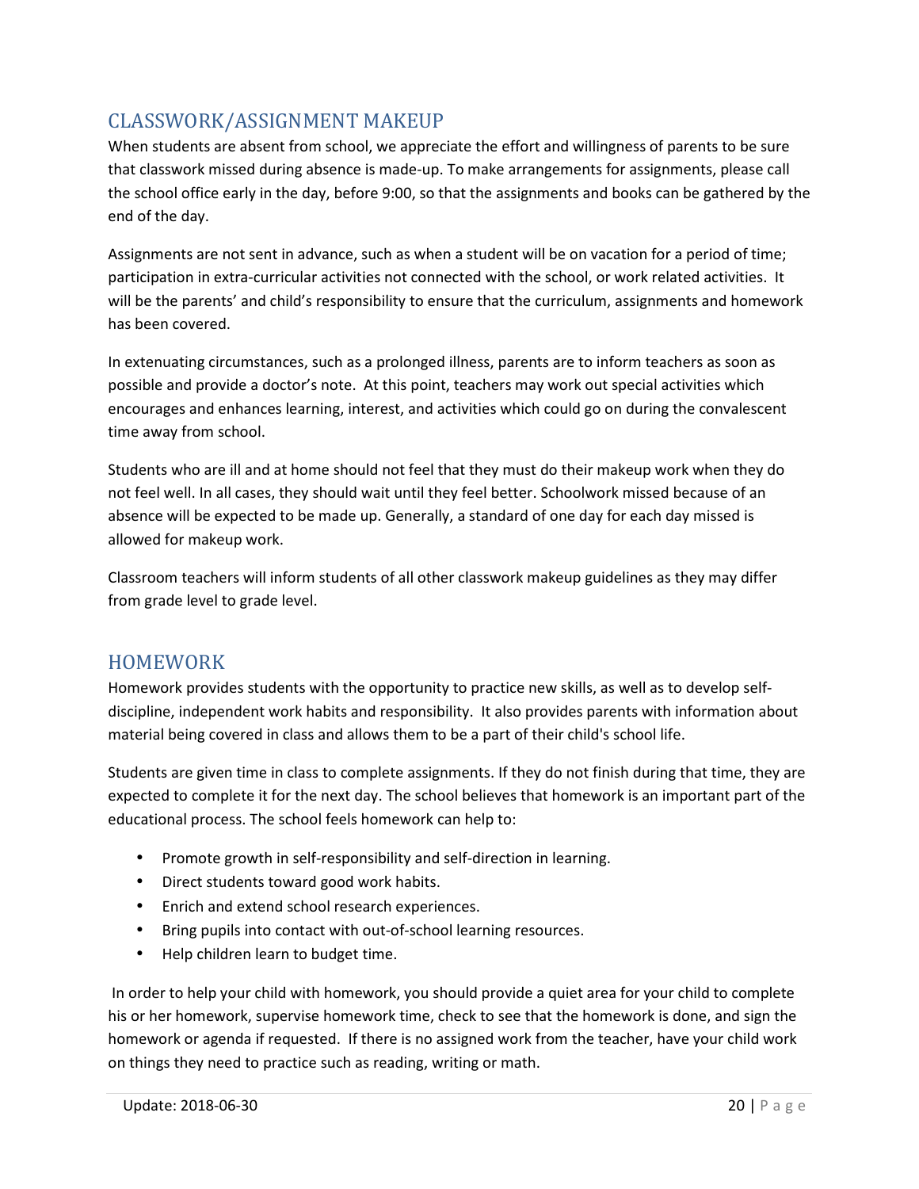## CLASSWORK/ASSIGNMENT MAKEUP

When students are absent from school, we appreciate the effort and willingness of parents to be sure that classwork missed during absence is made-up. To make arrangements for assignments, please call the school office early in the day, before 9:00, so that the assignments and books can be gathered by the end of the day.

Assignments are not sent in advance, such as when a student will be on vacation for a period of time; participation in extra-curricular activities not connected with the school, or work related activities. It will be the parents' and child's responsibility to ensure that the curriculum, assignments and homework has been covered.

In extenuating circumstances, such as a prolonged illness, parents are to inform teachers as soon as possible and provide a doctor's note. At this point, teachers may work out special activities which encourages and enhances learning, interest, and activities which could go on during the convalescent time away from school.

Students who are ill and at home should not feel that they must do their makeup work when they do not feel well. In all cases, they should wait until they feel better. Schoolwork missed because of an absence will be expected to be made up. Generally, a standard of one day for each day missed is allowed for makeup work.

Classroom teachers will inform students of all other classwork makeup guidelines as they may differ from grade level to grade level.

## HOMEWORK

Homework provides students with the opportunity to practice new skills, as well as to develop self-discipline, independent work habits and responsibility. It also provides parents with information about material being covered in class and allows them to be a part of their child's school life.

Students are given time in class to complete assignments. If they do not finish during that time, they are expected to complete it for the next day. The school believes that homework is an important part of the educational process. The school feels homework can help to:

- Promote growth in self-responsibility and self-direction in learning.
- Direct students toward good work habits.
- Enrich and extend school research experiences.
- Bring pupils into contact with out-of-school learning resources.
- Help children learn to budget time.

In order to help your child with homework, you should provide a quiet area for your child to complete his or her homework, supervise homework time, check to see that the homework is done, and sign the homework or agenda if requested. If there is no assigned work from the teacher, have your child work on things they need to practice such as reading, writing or math.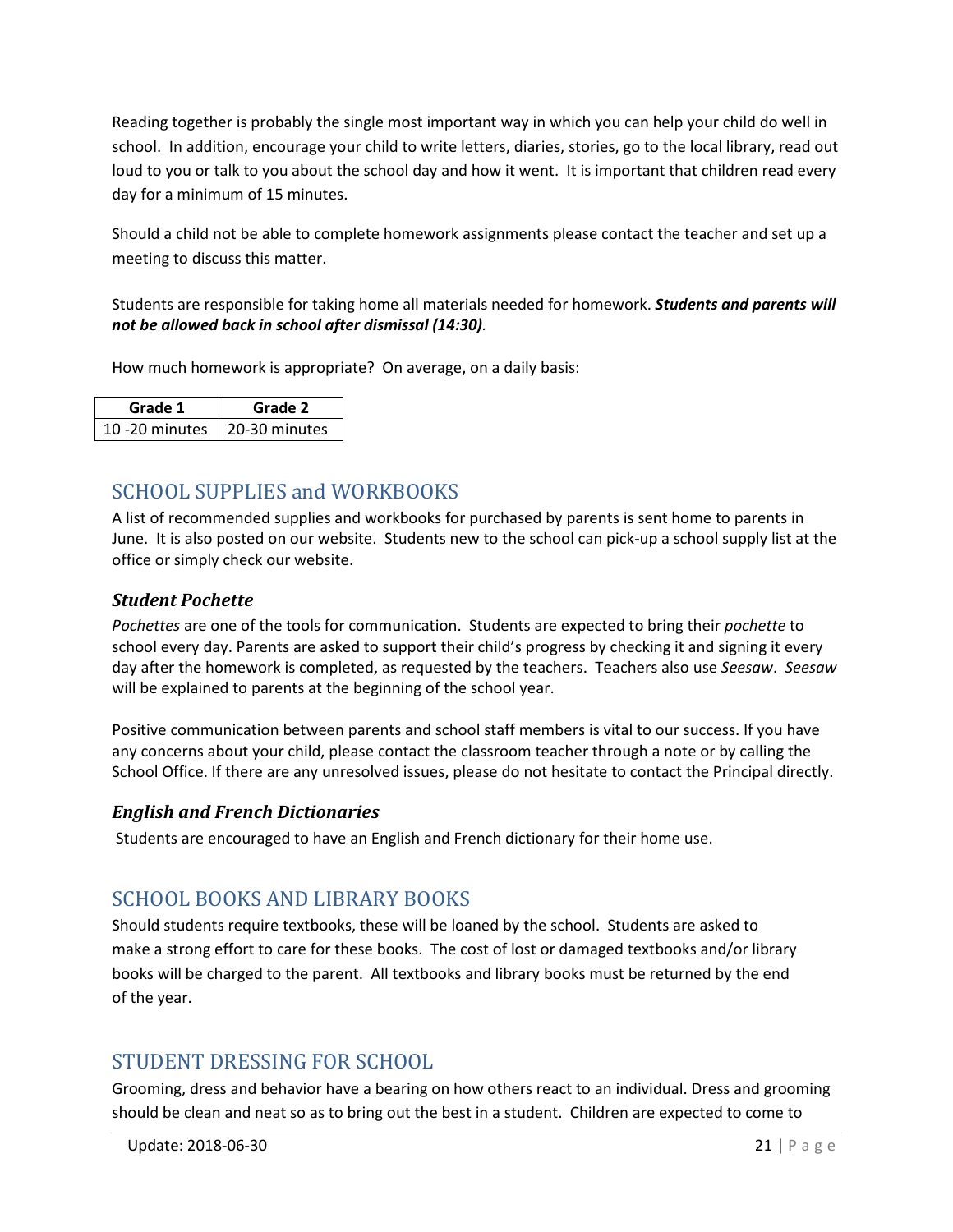Reading together is probably the single most important way in which you can help your child do well in school. In addition, encourage your child to write letters, diaries, stories, go to the local library, read out loud to you or talk to you about the school day and how it went. It is important that children read every day for a minimum of 15 minutes.

Should a child not be able to complete homework assignments please contact the teacher and set up a meeting to discuss this matter.

Students are responsible for taking home all materials needed for homework. ***Students and parents will not be allowed back in school after dismissal (14:30)***.

How much homework is appropriate? On average, on a daily basis:

| Grade 1 | Grade 2 |
|---|---|
| 10 -20 minutes | 20-30 minutes |

## SCHOOL SUPPLIES and WORKBOOKS

A list of recommended supplies and workbooks for purchased by parents is sent home to parents in June. It is also posted on our website. Students new to the school can pick-up a school supply list at the office or simply check our website.

### *Student Pochette*

*Pochettes* are one of the tools for communication. Students are expected to bring their *pochette* to school every day. Parents are asked to support their child's progress by checking it and signing it every day after the homework is completed, as requested by the teachers. Teachers also use *Seesaw*. *Seesaw* will be explained to parents at the beginning of the school year.

Positive communication between parents and school staff members is vital to our success. If you have any concerns about your child, please contact the classroom teacher through a note or by calling the School Office. If there are any unresolved issues, please do not hesitate to contact the Principal directly.

### *English and French Dictionaries*

Students are encouraged to have an English and French dictionary for their home use.

## SCHOOL BOOKS AND LIBRARY BOOKS

Should students require textbooks, these will be loaned by the school. Students are asked to make a strong effort to care for these books. The cost of lost or damaged textbooks and/or library books will be charged to the parent. All textbooks and library books must be returned by the end of the year.

## STUDENT DRESSING FOR SCHOOL

Grooming, dress and behavior have a bearing on how others react to an individual. Dress and grooming should be clean and neat so as to bring out the best in a student. Children are expected to come to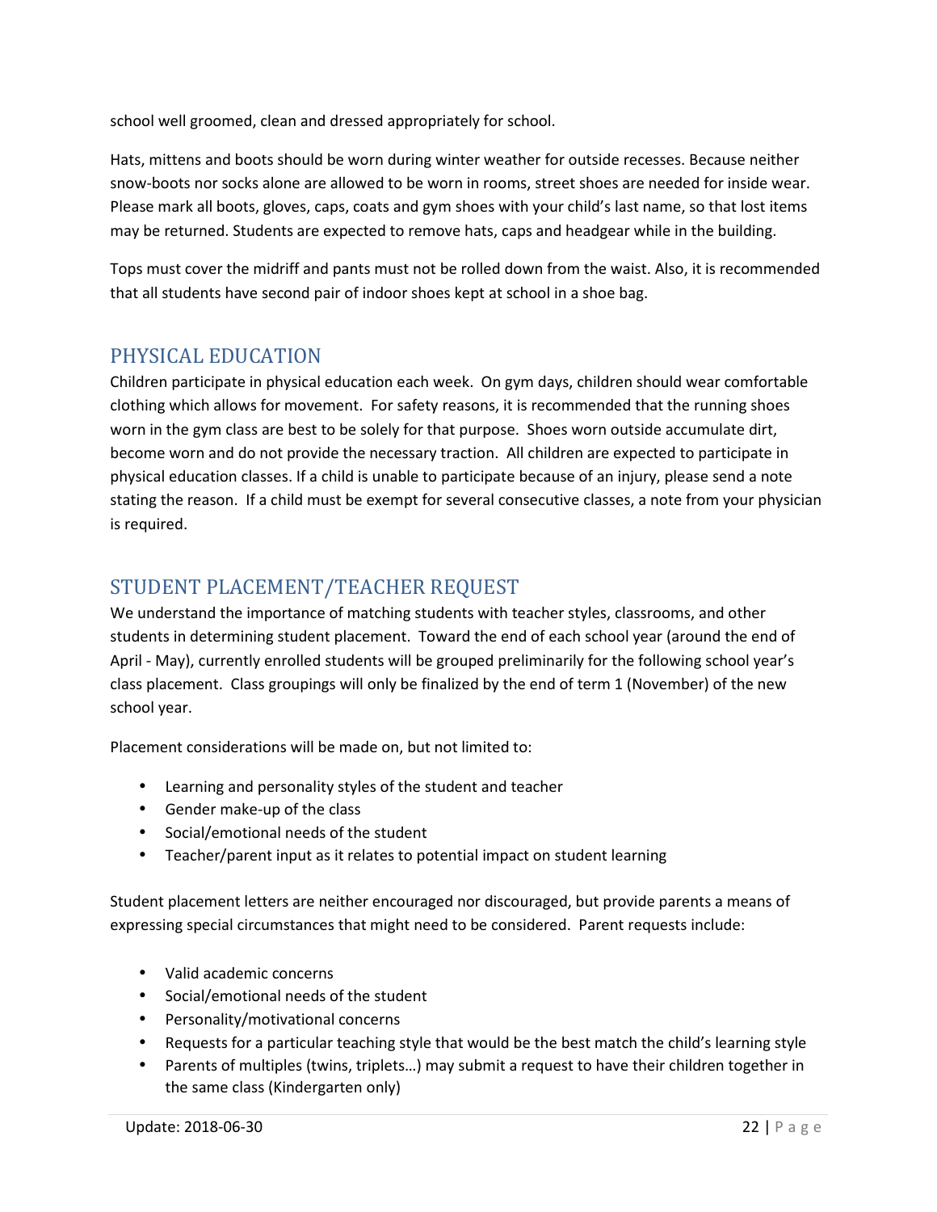school well groomed, clean and dressed appropriately for school.

Hats, mittens and boots should be worn during winter weather for outside recesses. Because neither snow-boots nor socks alone are allowed to be worn in rooms, street shoes are needed for inside wear. Please mark all boots, gloves, caps, coats and gym shoes with your child's last name, so that lost items may be returned. Students are expected to remove hats, caps and headgear while in the building.

Tops must cover the midriff and pants must not be rolled down from the waist. Also, it is recommended that all students have second pair of indoor shoes kept at school in a shoe bag.

## PHYSICAL EDUCATION

Children participate in physical education each week. On gym days, children should wear comfortable clothing which allows for movement. For safety reasons, it is recommended that the running shoes worn in the gym class are best to be solely for that purpose. Shoes worn outside accumulate dirt, become worn and do not provide the necessary traction. All children are expected to participate in physical education classes. If a child is unable to participate because of an injury, please send a note stating the reason. If a child must be exempt for several consecutive classes, a note from your physician is required.

## STUDENT PLACEMENT/TEACHER REQUEST

We understand the importance of matching students with teacher styles, classrooms, and other students in determining student placement. Toward the end of each school year (around the end of April - May), currently enrolled students will be grouped preliminarily for the following school year's class placement. Class groupings will only be finalized by the end of term 1 (November) of the new school year.

Placement considerations will be made on, but not limited to:

- Learning and personality styles of the student and teacher
- Gender make-up of the class
- Social/emotional needs of the student
- Teacher/parent input as it relates to potential impact on student learning

Student placement letters are neither encouraged nor discouraged, but provide parents a means of expressing special circumstances that might need to be considered. Parent requests include:

- Valid academic concerns
- Social/emotional needs of the student
- Personality/motivational concerns
- Requests for a particular teaching style that would be the best match the child's learning style
- Parents of multiples (twins, triplets…) may submit a request to have their children together in the same class (Kindergarten only)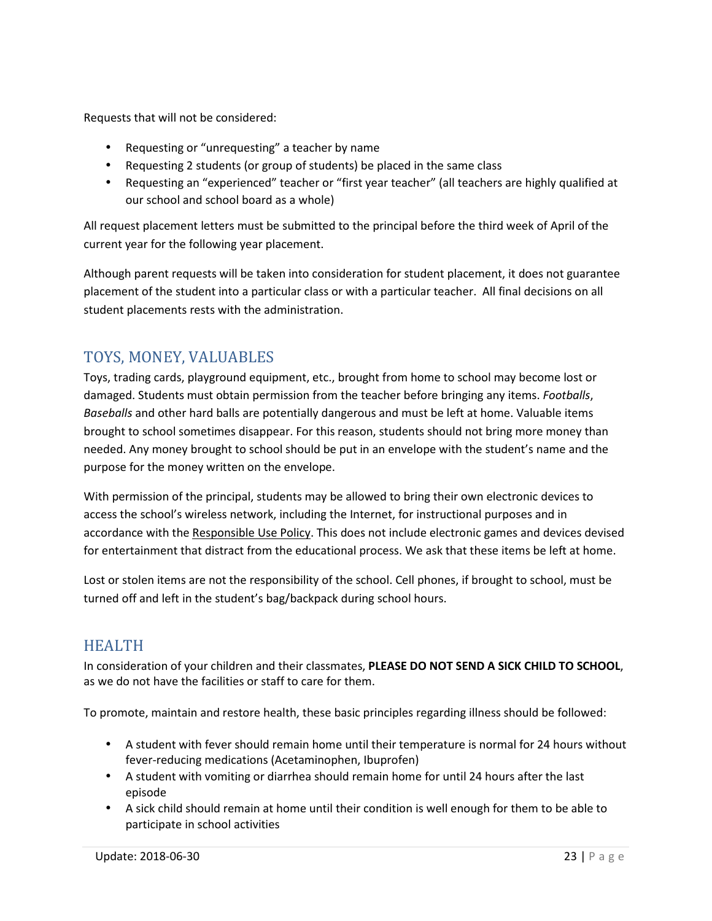Requests that will not be considered:

- Requesting or “unrequesting” a teacher by name
- Requesting 2 students (or group of students) be placed in the same class
- Requesting an “experienced” teacher or “first year teacher” (all teachers are highly qualified at our school and school board as a whole)

All request placement letters must be submitted to the principal before the third week of April of the current year for the following year placement.

Although parent requests will be taken into consideration for student placement, it does not guarantee placement of the student into a particular class or with a particular teacher. All final decisions on all student placements rests with the administration.

## TOYS, MONEY, VALUABLES

Toys, trading cards, playground equipment, etc., brought from home to school may become lost or damaged. Students must obtain permission from the teacher before bringing any items. *Footballs*, *Baseballs* and other hard balls are potentially dangerous and must be left at home. Valuable items brought to school sometimes disappear. For this reason, students should not bring more money than needed. Any money brought to school should be put in an envelope with the student’s name and the purpose for the money written on the envelope.

With permission of the principal, students may be allowed to bring their own electronic devices to access the school’s wireless network, including the Internet, for instructional purposes and in accordance with the Responsible Use Policy. This does not include electronic games and devices devised for entertainment that distract from the educational process. We ask that these items be left at home.

Lost or stolen items are not the responsibility of the school. Cell phones, if brought to school, must be turned off and left in the student’s bag/backpack during school hours.

## HEALTH

In consideration of your children and their classmates, **PLEASE DO NOT SEND A SICK CHILD TO SCHOOL**, as we do not have the facilities or staff to care for them.

To promote, maintain and restore health, these basic principles regarding illness should be followed:

- A student with fever should remain home until their temperature is normal for 24 hours without fever-reducing medications (Acetaminophen, Ibuprofen)
- A student with vomiting or diarrhea should remain home for until 24 hours after the last episode
- A sick child should remain at home until their condition is well enough for them to be able to participate in school activities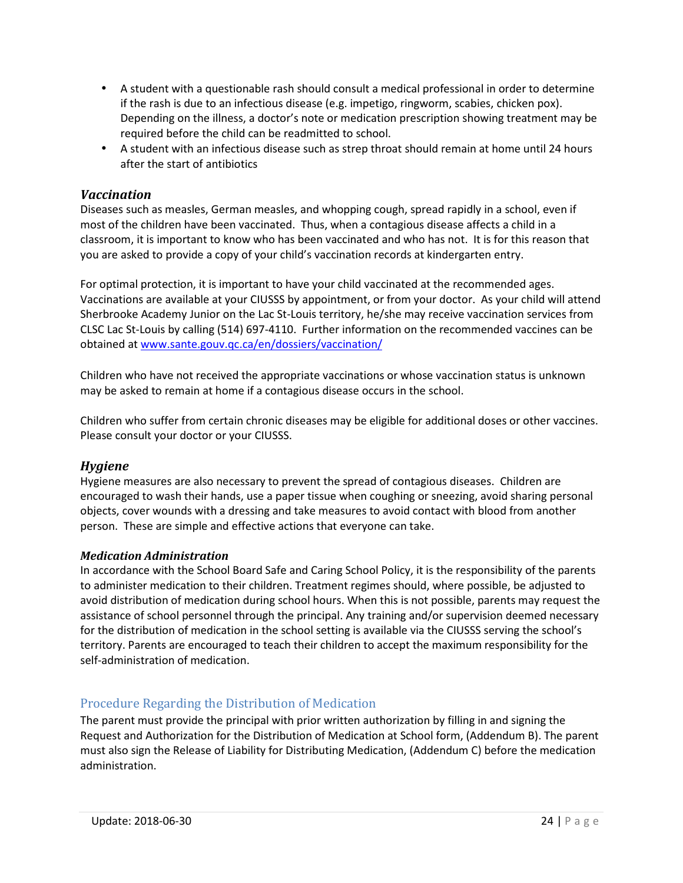- A student with a questionable rash should consult a medical professional in order to determine if the rash is due to an infectious disease (e.g. impetigo, ringworm, scabies, chicken pox). Depending on the illness, a doctor's note or medication prescription showing treatment may be required before the child can be readmitted to school.
- A student with an infectious disease such as strep throat should remain at home until 24 hours after the start of antibiotics

### *Vaccination*

Diseases such as measles, German measles, and whopping cough, spread rapidly in a school, even if most of the children have been vaccinated. Thus, when a contagious disease affects a child in a classroom, it is important to know who has been vaccinated and who has not. It is for this reason that you are asked to provide a copy of your child's vaccination records at kindergarten entry.

For optimal protection, it is important to have your child vaccinated at the recommended ages. Vaccinations are available at your CIUSSS by appointment, or from your doctor. As your child will attend Sherbrooke Academy Junior on the Lac St-Louis territory, he/she may receive vaccination services from CLSC Lac St-Louis by calling (514) 697-4110. Further information on the recommended vaccines can be obtained at [www.sante.gouv.qc.ca/en/dossiers/vaccination/](www.sante.gouv.qc.ca/en/dossiers/vaccination/)

Children who have not received the appropriate vaccinations or whose vaccination status is unknown may be asked to remain at home if a contagious disease occurs in the school.

Children who suffer from certain chronic diseases may be eligible for additional doses or other vaccines. Please consult your doctor or your CIUSSS.

### *Hygiene*

Hygiene measures are also necessary to prevent the spread of contagious diseases. Children are encouraged to wash their hands, use a paper tissue when coughing or sneezing, avoid sharing personal objects, cover wounds with a dressing and take measures to avoid contact with blood from another person. These are simple and effective actions that everyone can take.

#### *Medication Administration*

In accordance with the School Board Safe and Caring School Policy, it is the responsibility of the parents to administer medication to their children. Treatment regimes should, where possible, be adjusted to avoid distribution of medication during school hours. When this is not possible, parents may request the assistance of school personnel through the principal. Any training and/or supervision deemed necessary for the distribution of medication in the school setting is available via the CIUSSS serving the school's territory. Parents are encouraged to teach their children to accept the maximum responsibility for the self-administration of medication.

## Procedure Regarding the Distribution of Medication

The parent must provide the principal with prior written authorization by filling in and signing the Request and Authorization for the Distribution of Medication at School form, (Addendum B). The parent must also sign the Release of Liability for Distributing Medication, (Addendum C) before the medication administration.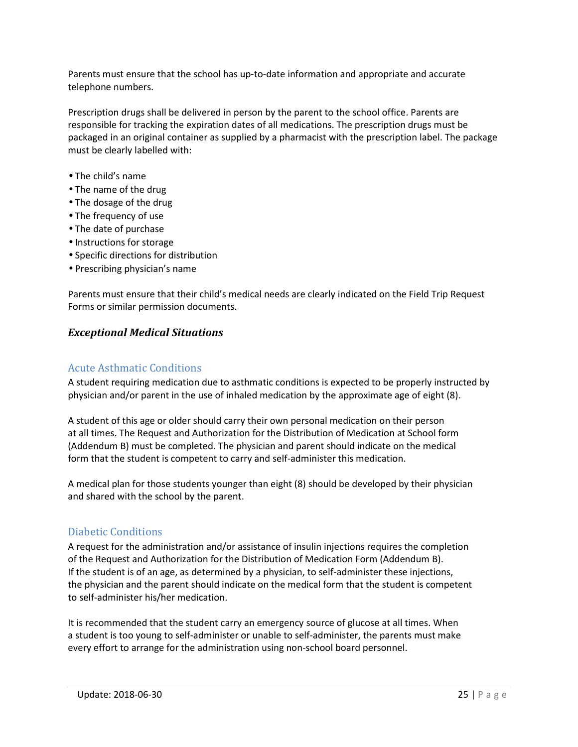Parents must ensure that the school has up-to-date information and appropriate and accurate telephone numbers.

Prescription drugs shall be delivered in person by the parent to the school office. Parents are responsible for tracking the expiration dates of all medications. The prescription drugs must be packaged in an original container as supplied by a pharmacist with the prescription label. The package must be clearly labelled with:

- The child's name
- The name of the drug
- The dosage of the drug
- The frequency of use
- The date of purchase
- Instructions for storage
- Specific directions for distribution
- Prescribing physician's name

Parents must ensure that their child's medical needs are clearly indicated on the Field Trip Request Forms or similar permission documents.

### *Exceptional Medical Situations*

#### Acute Asthmatic Conditions

A student requiring medication due to asthmatic conditions is expected to be properly instructed by physician and/or parent in the use of inhaled medication by the approximate age of eight (8).

A student of this age or older should carry their own personal medication on their person at all times. The Request and Authorization for the Distribution of Medication at School form (Addendum B) must be completed. The physician and parent should indicate on the medical form that the student is competent to carry and self-administer this medication.

A medical plan for those students younger than eight (8) should be developed by their physician and shared with the school by the parent.

#### Diabetic Conditions

A request for the administration and/or assistance of insulin injections requires the completion of the Request and Authorization for the Distribution of Medication Form (Addendum B). If the student is of an age, as determined by a physician, to self-administer these injections, the physician and the parent should indicate on the medical form that the student is competent to self-administer his/her medication.

It is recommended that the student carry an emergency source of glucose at all times. When a student is too young to self-administer or unable to self-administer, the parents must make every effort to arrange for the administration using non-school board personnel.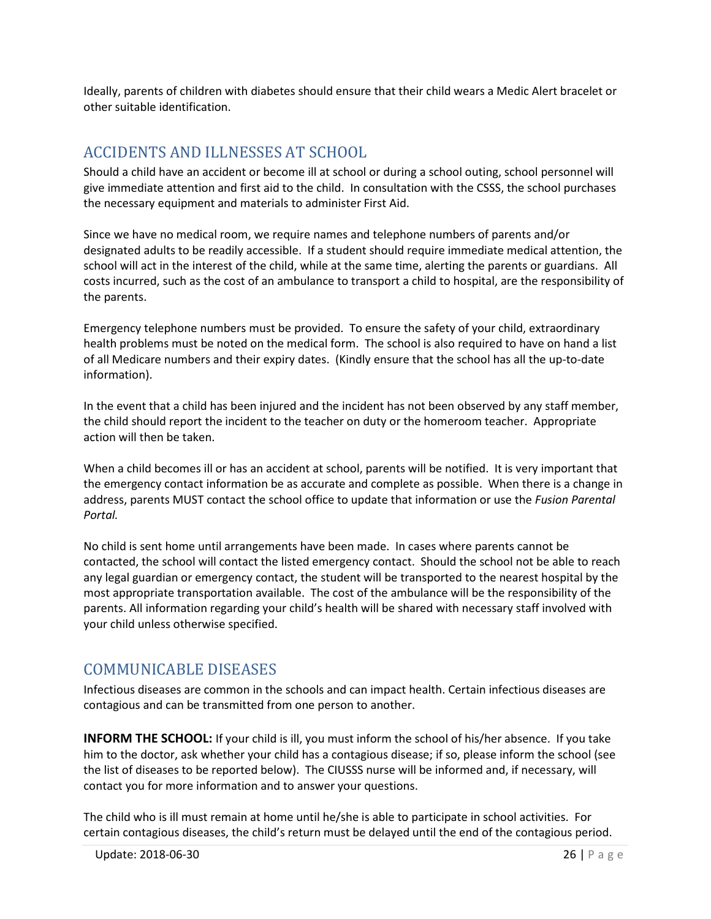Ideally, parents of children with diabetes should ensure that their child wears a Medic Alert bracelet or other suitable identification.

## ACCIDENTS AND ILLNESSES AT SCHOOL

Should a child have an accident or become ill at school or during a school outing, school personnel will give immediate attention and first aid to the child. In consultation with the CSSS, the school purchases the necessary equipment and materials to administer First Aid.

Since we have no medical room, we require names and telephone numbers of parents and/or designated adults to be readily accessible. If a student should require immediate medical attention, the school will act in the interest of the child, while at the same time, alerting the parents or guardians. All costs incurred, such as the cost of an ambulance to transport a child to hospital, are the responsibility of the parents.

Emergency telephone numbers must be provided. To ensure the safety of your child, extraordinary health problems must be noted on the medical form. The school is also required to have on hand a list of all Medicare numbers and their expiry dates. (Kindly ensure that the school has all the up-to-date information).

In the event that a child has been injured and the incident has not been observed by any staff member, the child should report the incident to the teacher on duty or the homeroom teacher. Appropriate action will then be taken.

When a child becomes ill or has an accident at school, parents will be notified. It is very important that the emergency contact information be as accurate and complete as possible. When there is a change in address, parents MUST contact the school office to update that information or use the *Fusion Parental Portal.*

No child is sent home until arrangements have been made. In cases where parents cannot be contacted, the school will contact the listed emergency contact. Should the school not be able to reach any legal guardian or emergency contact, the student will be transported to the nearest hospital by the most appropriate transportation available. The cost of the ambulance will be the responsibility of the parents. All information regarding your child's health will be shared with necessary staff involved with your child unless otherwise specified.

## COMMUNICABLE DISEASES

Infectious diseases are common in the schools and can impact health. Certain infectious diseases are contagious and can be transmitted from one person to another.

**INFORM THE SCHOOL:** If your child is ill, you must inform the school of his/her absence. If you take him to the doctor, ask whether your child has a contagious disease; if so, please inform the school (see the list of diseases to be reported below). The CIUSSS nurse will be informed and, if necessary, will contact you for more information and to answer your questions.

The child who is ill must remain at home until he/she is able to participate in school activities. For certain contagious diseases, the child's return must be delayed until the end of the contagious period.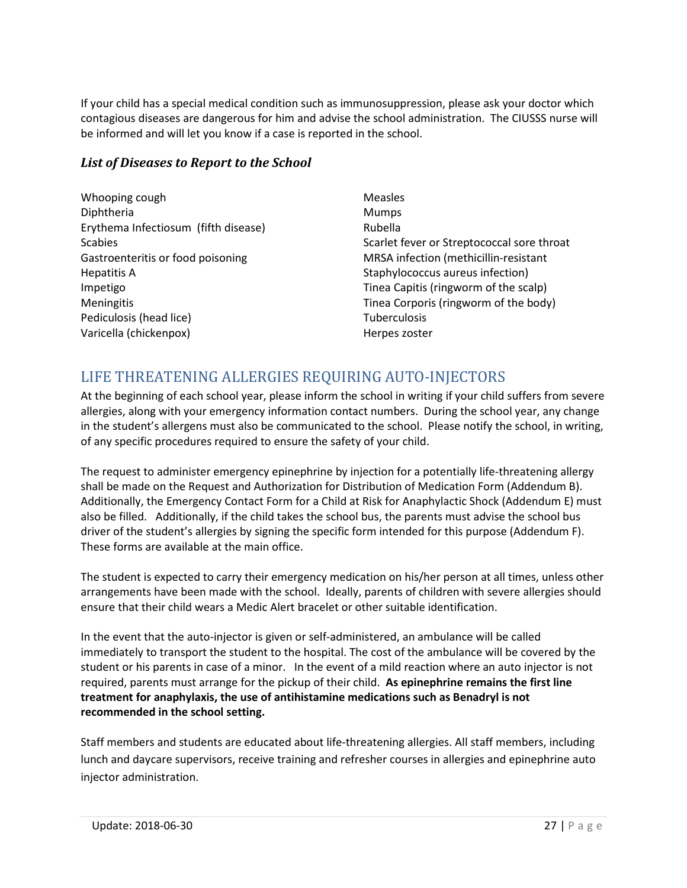If your child has a special medical condition such as immunosuppression, please ask your doctor which contagious diseases are dangerous for him and advise the school administration. The CIUSSS nurse will be informed and will let you know if a case is reported in the school.

### *List of Diseases to Report to the School*

- Whooping cough
- Diphtheria
- Erythema Infectiosum (fifth disease)
- Scabies
- Gastroenteritis or food poisoning
- Hepatitis A
- Impetigo
- Meningitis
- Pediculosis (head lice)
- Varicella (chickenpox)
- Measles
- Mumps
- Rubella
- Scarlet fever or Streptococcal sore throat
- MRSA infection (methicillin-resistant Staphylococcus aureus infection)
- Tinea Capitis (ringworm of the scalp)
- Tinea Corporis (ringworm of the body)
- Tuberculosis
- Herpes zoster

## LIFE THREATENING ALLERGIES REQUIRING AUTO-INJECTORS

At the beginning of each school year, please inform the school in writing if your child suffers from severe allergies, along with your emergency information contact numbers. During the school year, any change in the student's allergens must also be communicated to the school. Please notify the school, in writing, of any specific procedures required to ensure the safety of your child.

The request to administer emergency epinephrine by injection for a potentially life-threatening allergy shall be made on the Request and Authorization for Distribution of Medication Form (Addendum B). Additionally, the Emergency Contact Form for a Child at Risk for Anaphylactic Shock (Addendum E) must also be filled. Additionally, if the child takes the school bus, the parents must advise the school bus driver of the student's allergies by signing the specific form intended for this purpose (Addendum F). These forms are available at the main office.

The student is expected to carry their emergency medication on his/her person at all times, unless other arrangements have been made with the school. Ideally, parents of children with severe allergies should ensure that their child wears a Medic Alert bracelet or other suitable identification.

In the event that the auto-injector is given or self-administered, an ambulance will be called immediately to transport the student to the hospital. The cost of the ambulance will be covered by the student or his parents in case of a minor. In the event of a mild reaction where an auto injector is not required, parents must arrange for the pickup of their child. **As epinephrine remains the first line treatment for anaphylaxis, the use of antihistamine medications such as Benadryl is not recommended in the school setting.**

Staff members and students are educated about life-threatening allergies. All staff members, including lunch and daycare supervisors, receive training and refresher courses in allergies and epinephrine auto injector administration.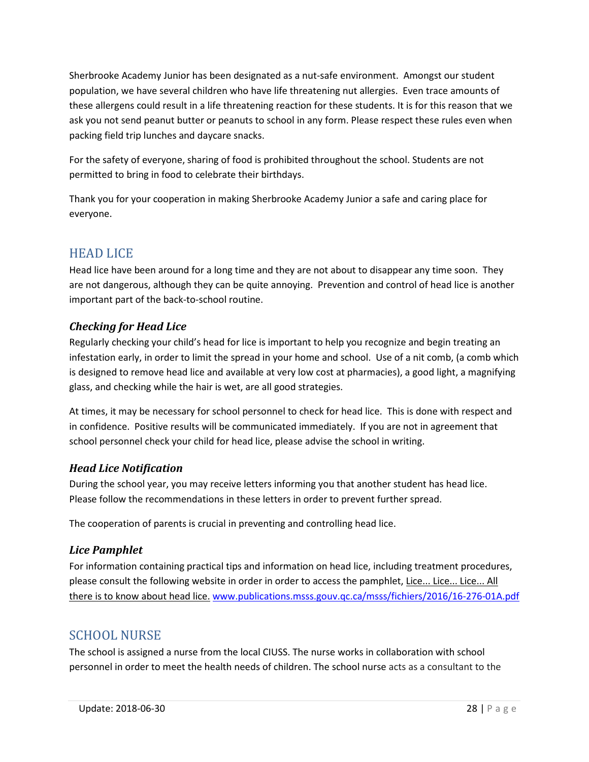Sherbrooke Academy Junior has been designated as a nut-safe environment. Amongst our student population, we have several children who have life threatening nut allergies. Even trace amounts of these allergens could result in a life threatening reaction for these students. It is for this reason that we ask you not send peanut butter or peanuts to school in any form. Please respect these rules even when packing field trip lunches and daycare snacks.

For the safety of everyone, sharing of food is prohibited throughout the school. Students are not permitted to bring in food to celebrate their birthdays.

Thank you for your cooperation in making Sherbrooke Academy Junior a safe and caring place for everyone.

## HEAD LICE

Head lice have been around for a long time and they are not about to disappear any time soon. They are not dangerous, although they can be quite annoying. Prevention and control of head lice is another important part of the back-to-school routine.

### *Checking for Head Lice*

Regularly checking your child's head for lice is important to help you recognize and begin treating an infestation early, in order to limit the spread in your home and school. Use of a nit comb, (a comb which is designed to remove head lice and available at very low cost at pharmacies), a good light, a magnifying glass, and checking while the hair is wet, are all good strategies.

At times, it may be necessary for school personnel to check for head lice. This is done with respect and in confidence. Positive results will be communicated immediately. If you are not in agreement that school personnel check your child for head lice, please advise the school in writing.

### *Head Lice Notification*

During the school year, you may receive letters informing you that another student has head lice. Please follow the recommendations in these letters in order to prevent further spread.

The cooperation of parents is crucial in preventing and controlling head lice.

### *Lice Pamphlet*

For information containing practical tips and information on head lice, including treatment procedures, please consult the following website in order in order to access the pamphlet, Lice... Lice... Lice... All there is to know about head lice. www.publications.msss.gouv.qc.ca/msss/fichiers/2016/16-276-01A.pdf

## SCHOOL NURSE

The school is assigned a nurse from the local CIUSS. The nurse works in collaboration with school personnel in order to meet the health needs of children. The school nurse acts as a consultant to the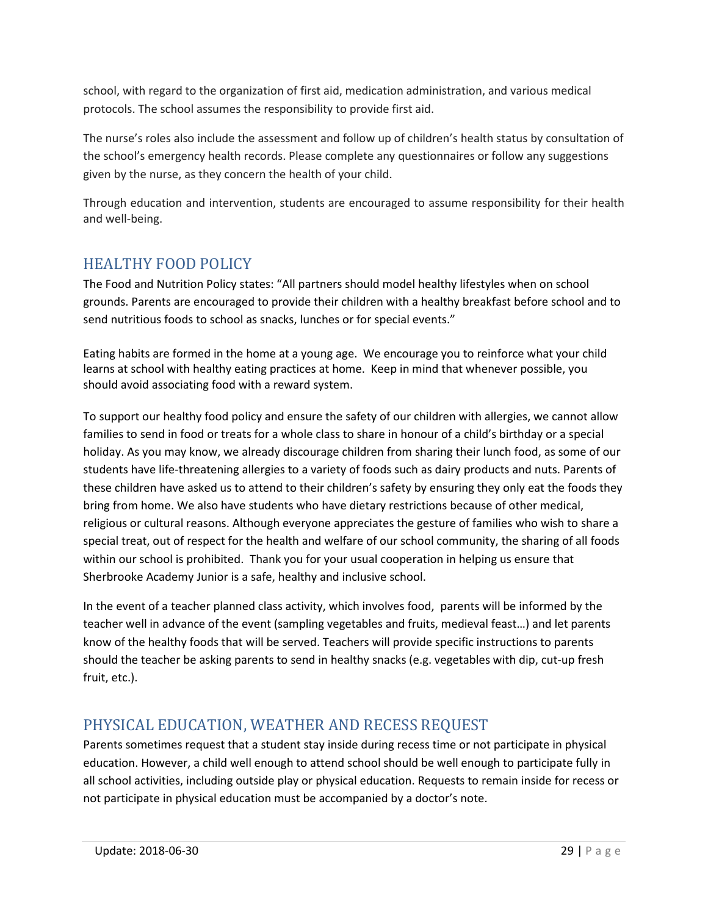school, with regard to the organization of first aid, medication administration, and various medical protocols. The school assumes the responsibility to provide first aid.

The nurse's roles also include the assessment and follow up of children's health status by consultation of the school's emergency health records. Please complete any questionnaires or follow any suggestions given by the nurse, as they concern the health of your child.

Through education and intervention, students are encouraged to assume responsibility for their health and well-being.

## HEALTHY FOOD POLICY

The Food and Nutrition Policy states: "All partners should model healthy lifestyles when on school grounds. Parents are encouraged to provide their children with a healthy breakfast before school and to send nutritious foods to school as snacks, lunches or for special events."

Eating habits are formed in the home at a young age. We encourage you to reinforce what your child learns at school with healthy eating practices at home. Keep in mind that whenever possible, you should avoid associating food with a reward system.

To support our healthy food policy and ensure the safety of our children with allergies, we cannot allow families to send in food or treats for a whole class to share in honour of a child's birthday or a special holiday. As you may know, we already discourage children from sharing their lunch food, as some of our students have life-threatening allergies to a variety of foods such as dairy products and nuts. Parents of these children have asked us to attend to their children's safety by ensuring they only eat the foods they bring from home. We also have students who have dietary restrictions because of other medical, religious or cultural reasons. Although everyone appreciates the gesture of families who wish to share a special treat, out of respect for the health and welfare of our school community, the sharing of all foods within our school is prohibited. Thank you for your usual cooperation in helping us ensure that Sherbrooke Academy Junior is a safe, healthy and inclusive school.

In the event of a teacher planned class activity, which involves food, parents will be informed by the teacher well in advance of the event (sampling vegetables and fruits, medieval feast…) and let parents know of the healthy foods that will be served. Teachers will provide specific instructions to parents should the teacher be asking parents to send in healthy snacks (e.g. vegetables with dip, cut-up fresh fruit, etc.).

## PHYSICAL EDUCATION, WEATHER AND RECESS REQUEST

Parents sometimes request that a student stay inside during recess time or not participate in physical education. However, a child well enough to attend school should be well enough to participate fully in all school activities, including outside play or physical education. Requests to remain inside for recess or not participate in physical education must be accompanied by a doctor's note.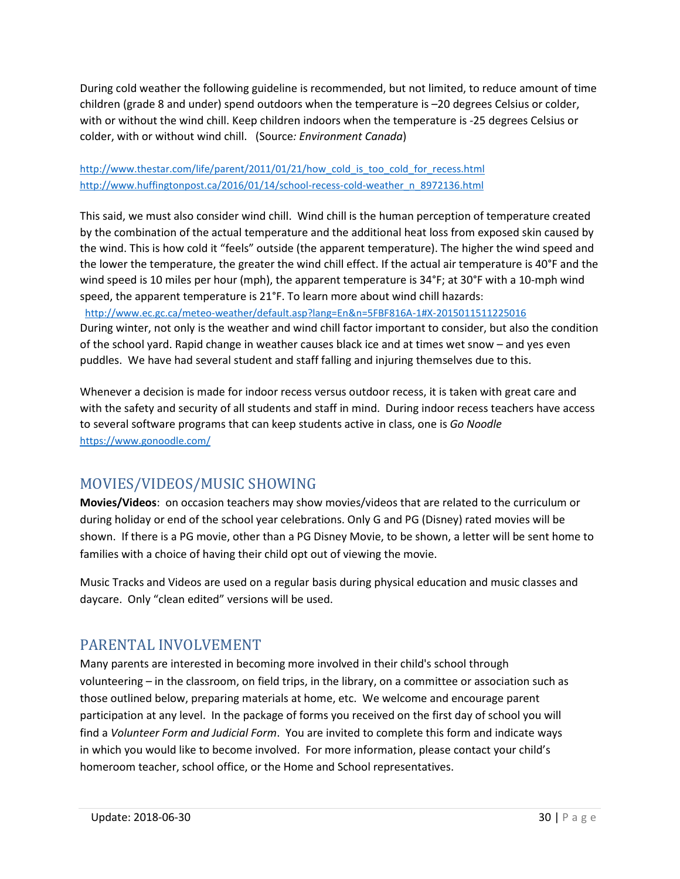During cold weather the following guideline is recommended, but not limited, to reduce amount of time children (grade 8 and under) spend outdoors when the temperature is –20 degrees Celsius or colder, with or without the wind chill. Keep children indoors when the temperature is -25 degrees Celsius or colder, with or without wind chill. (Source*: Environment Canada*)

http://www.thestar.com/life/parent/2011/01/21/how_cold_is_too_cold_for_recess.html
http://www.huffingtonpost.ca/2016/01/14/school-recess-cold-weather_n_8972136.html

This said, we must also consider wind chill. Wind chill is the human perception of temperature created by the combination of the actual temperature and the additional heat loss from exposed skin caused by the wind. This is how cold it "feels" outside (the apparent temperature). The higher the wind speed and the lower the temperature, the greater the wind chill effect. If the actual air temperature is 40°F and the wind speed is 10 miles per hour (mph), the apparent temperature is 34°F; at 30°F with a 10-mph wind speed, the apparent temperature is 21°F. To learn more about wind chill hazards:
http://www.ec.gc.ca/meteo-weather/default.asp?lang=En&n=5FBF816A-1#X-2015011511225016
During winter, not only is the weather and wind chill factor important to consider, but also the condition of the school yard. Rapid change in weather causes black ice and at times wet snow – and yes even puddles. We have had several student and staff falling and injuring themselves due to this.

Whenever a decision is made for indoor recess versus outdoor recess, it is taken with great care and with the safety and security of all students and staff in mind. During indoor recess teachers have access to several software programs that can keep students active in class, one is *Go Noodle* https://www.gonoodle.com/

## MOVIES/VIDEOS/MUSIC SHOWING

**Movies/Videos**: on occasion teachers may show movies/videos that are related to the curriculum or during holiday or end of the school year celebrations. Only G and PG (Disney) rated movies will be shown. If there is a PG movie, other than a PG Disney Movie, to be shown, a letter will be sent home to families with a choice of having their child opt out of viewing the movie.

Music Tracks and Videos are used on a regular basis during physical education and music classes and daycare. Only "clean edited" versions will be used.

## PARENTAL INVOLVEMENT

Many parents are interested in becoming more involved in their child's school through volunteering – in the classroom, on field trips, in the library, on a committee or association such as those outlined below, preparing materials at home, etc. We welcome and encourage parent participation at any level. In the package of forms you received on the first day of school you will find a *Volunteer Form and Judicial Form*. You are invited to complete this form and indicate ways in which you would like to become involved. For more information, please contact your child's homeroom teacher, school office, or the Home and School representatives.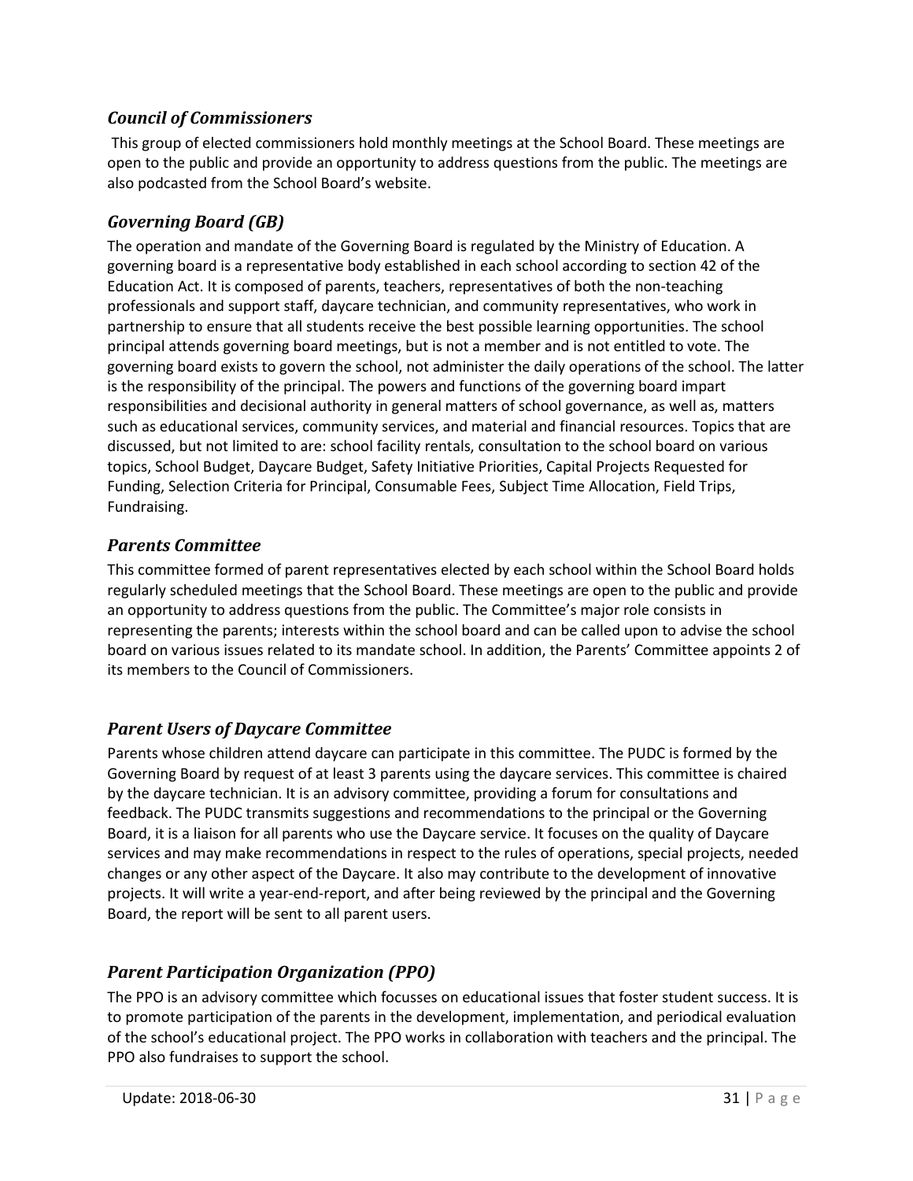### *Council of Commissioners*

This group of elected commissioners hold monthly meetings at the School Board. These meetings are open to the public and provide an opportunity to address questions from the public. The meetings are also podcasted from the School Board's website.

### *Governing Board (GB)*

The operation and mandate of the Governing Board is regulated by the Ministry of Education. A governing board is a representative body established in each school according to section 42 of the Education Act. It is composed of parents, teachers, representatives of both the non-teaching professionals and support staff, daycare technician, and community representatives, who work in partnership to ensure that all students receive the best possible learning opportunities. The school principal attends governing board meetings, but is not a member and is not entitled to vote. The governing board exists to govern the school, not administer the daily operations of the school. The latter is the responsibility of the principal. The powers and functions of the governing board impart responsibilities and decisional authority in general matters of school governance, as well as, matters such as educational services, community services, and material and financial resources. Topics that are discussed, but not limited to are: school facility rentals, consultation to the school board on various topics, School Budget, Daycare Budget, Safety Initiative Priorities, Capital Projects Requested for Funding, Selection Criteria for Principal, Consumable Fees, Subject Time Allocation, Field Trips, Fundraising.

### *Parents Committee*

This committee formed of parent representatives elected by each school within the School Board holds regularly scheduled meetings that the School Board. These meetings are open to the public and provide an opportunity to address questions from the public. The Committee's major role consists in representing the parents; interests within the school board and can be called upon to advise the school board on various issues related to its mandate school. In addition, the Parents' Committee appoints 2 of its members to the Council of Commissioners.

### *Parent Users of Daycare Committee*

Parents whose children attend daycare can participate in this committee. The PUDC is formed by the Governing Board by request of at least 3 parents using the daycare services. This committee is chaired by the daycare technician. It is an advisory committee, providing a forum for consultations and feedback. The PUDC transmits suggestions and recommendations to the principal or the Governing Board, it is a liaison for all parents who use the Daycare service. It focuses on the quality of Daycare services and may make recommendations in respect to the rules of operations, special projects, needed changes or any other aspect of the Daycare. It also may contribute to the development of innovative projects. It will write a year-end-report, and after being reviewed by the principal and the Governing Board, the report will be sent to all parent users.

### *Parent Participation Organization (PPO)*

The PPO is an advisory committee which focusses on educational issues that foster student success. It is to promote participation of the parents in the development, implementation, and periodical evaluation of the school's educational project. The PPO works in collaboration with teachers and the principal. The PPO also fundraises to support the school.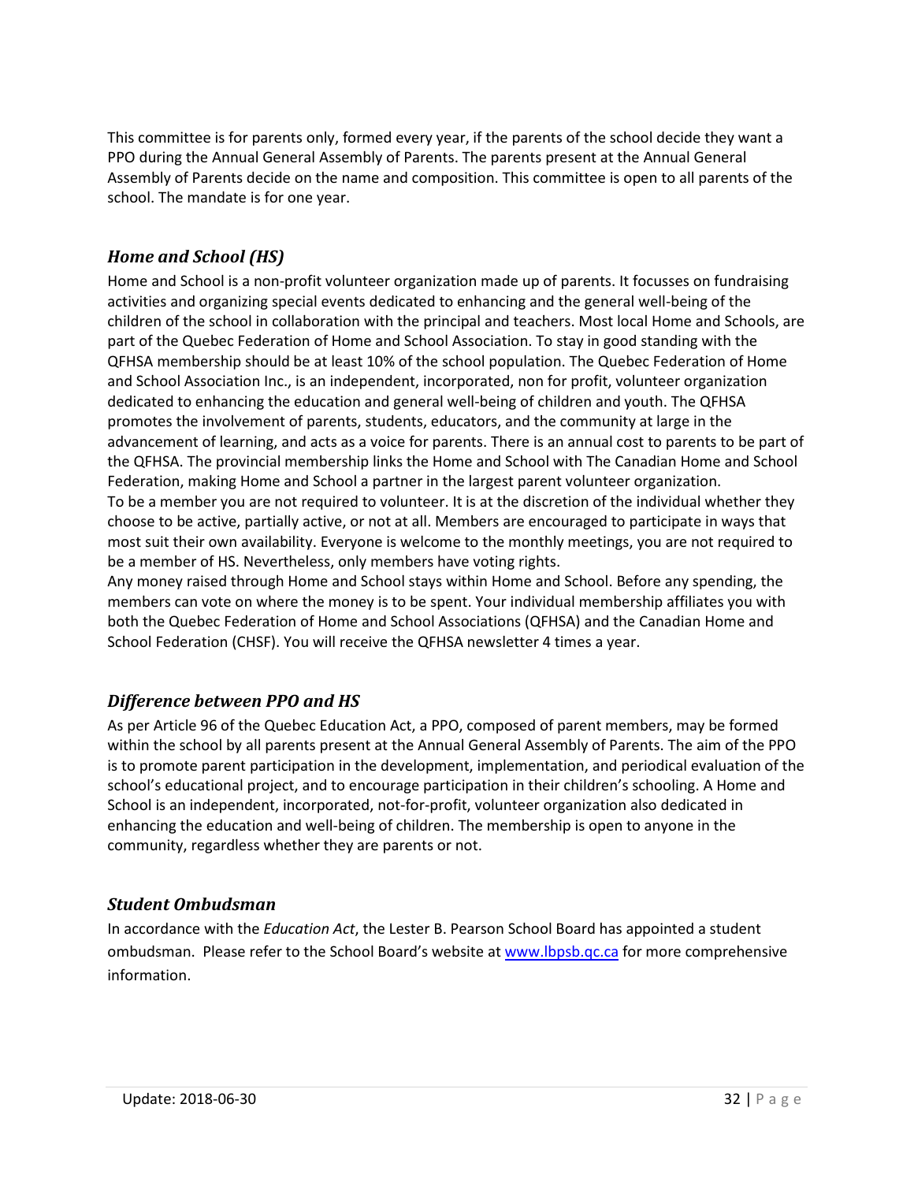This committee is for parents only, formed every year, if the parents of the school decide they want a PPO during the Annual General Assembly of Parents. The parents present at the Annual General Assembly of Parents decide on the name and composition. This committee is open to all parents of the school. The mandate is for one year.

### *Home and School (HS)*

Home and School is a non-profit volunteer organization made up of parents. It focusses on fundraising activities and organizing special events dedicated to enhancing and the general well-being of the children of the school in collaboration with the principal and teachers. Most local Home and Schools, are part of the Quebec Federation of Home and School Association. To stay in good standing with the QFHSA membership should be at least 10% of the school population. The Quebec Federation of Home and School Association Inc., is an independent, incorporated, non for profit, volunteer organization dedicated to enhancing the education and general well-being of children and youth. The QFHSA promotes the involvement of parents, students, educators, and the community at large in the advancement of learning, and acts as a voice for parents. There is an annual cost to parents to be part of the QFHSA. The provincial membership links the Home and School with The Canadian Home and School Federation, making Home and School a partner in the largest parent volunteer organization.
To be a member you are not required to volunteer. It is at the discretion of the individual whether they choose to be active, partially active, or not at all. Members are encouraged to participate in ways that most suit their own availability. Everyone is welcome to the monthly meetings, you are not required to be a member of HS. Nevertheless, only members have voting rights.
Any money raised through Home and School stays within Home and School. Before any spending, the members can vote on where the money is to be spent. Your individual membership affiliates you with both the Quebec Federation of Home and School Associations (QFHSA) and the Canadian Home and School Federation (CHSF). You will receive the QFHSA newsletter 4 times a year.

### *Difference between PPO and HS*

As per Article 96 of the Quebec Education Act, a PPO, composed of parent members, may be formed within the school by all parents present at the Annual General Assembly of Parents. The aim of the PPO is to promote parent participation in the development, implementation, and periodical evaluation of the school's educational project, and to encourage participation in their children's schooling. A Home and School is an independent, incorporated, not-for-profit, volunteer organization also dedicated in enhancing the education and well-being of children. The membership is open to anyone in the community, regardless whether they are parents or not.

### *Student Ombudsman*

In accordance with the *Education Act*, the Lester B. Pearson School Board has appointed a student ombudsman. Please refer to the School Board's website at [www.lbpsb.qc.ca](http://www.lbpsb.qc.ca) for more comprehensive information.